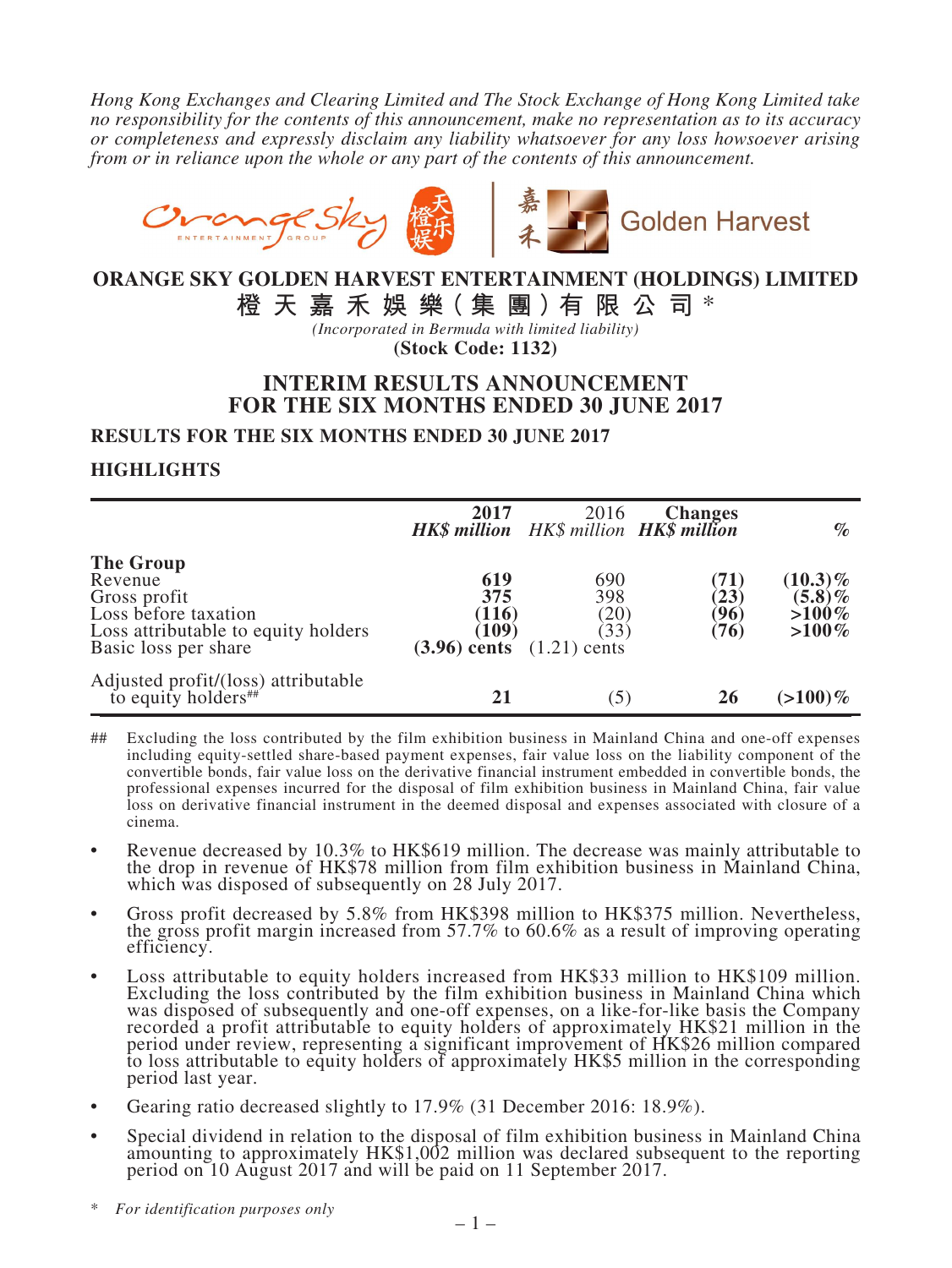*Hong Kong Exchanges and Clearing Limited and The Stock Exchange of Hong Kong Limited take no responsibility for the contents of this announcement, make no representation as to its accuracy or completeness and expressly disclaim any liability whatsoever for any loss howsoever arising from or in reliance upon the whole or any part of the contents of this announcement.*

# ORANGE SKY GOLDEN HARVEST ENTERTAINMENT (HOLDINGS) LIMITED

# 橙天嘉禾娛樂(集團)有限公司 *

*(Incorporated in Bermuda with limited liability)*

**(Stock Code: 1132)**

# INTERIM RESULTS ANNOUNCEMENT FOR THE SIX MONTHS ENDED 30 JUNE 2017

## RESULTS FOR THE SIX MONTHS ENDED 30 JUNE 2017

## HIGHLIGHTS

| | **2017** *HK$ million* | 2016 *HK$ million* | **Changes** *HK$ million* | *%* |
|---|---|---|---|---|
| **The Group** | | | | |
| Revenue | **619** | 690 | **(71)** | **(10.3)%** |
| Gross profit | **375** | 398 | **(23)** | **(5.8)%** |
| Loss before taxation | **(116)** | (20) | **(96)** | **>100%** |
| Loss attributable to equity holders | **(109)** | (33) | **(76)** | **>100%** |
| Basic loss per share | **(3.96) cents** | (1.21) cents | | |
| Adjusted profit/(loss) attributable to equity holders## | **21** | (5) | **26** | **(>100)%** |

\## Excluding the loss contributed by the film exhibition business in Mainland China and one-off expenses including equity-settled share-based payment expenses, fair value loss on the liability component of the convertible bonds, fair value loss on the derivative financial instrument embedded in convertible bonds, the professional expenses incurred for the disposal of film exhibition business in Mainland China, fair value loss on derivative financial instrument in the deemed disposal and expenses associated with closure of a cinema.

- Revenue decreased by 10.3% to HK$619 million. The decrease was mainly attributable to the drop in revenue of HK$78 million from film exhibition business in Mainland China, which was disposed of subsequently on 28 July 2017.
- Gross profit decreased by 5.8% from HK$398 million to HK$375 million. Nevertheless, the gross profit margin increased from 57.7% to 60.6% as a result of improving operating efficiency.
- Loss attributable to equity holders increased from HK$33 million to HK$109 million. Excluding the loss contributed by the film exhibition business in Mainland China which was disposed of subsequently and one-off expenses, on a like-for-like basis the Company recorded a profit attributable to equity holders of approximately HK$21 million in the period under review, representing a significant improvement of HK$26 million compared to loss attributable to equity holders of approximately HK$5 million in the corresponding period last year.
- Gearing ratio decreased slightly to 17.9% (31 December 2016: 18.9%).
- Special dividend in relation to the disposal of film exhibition business in Mainland China amounting to approximately HK$1,002 million was declared subsequent to the reporting period on 10 August 2017 and will be paid on 11 September 2017.

\* *For identification purposes only*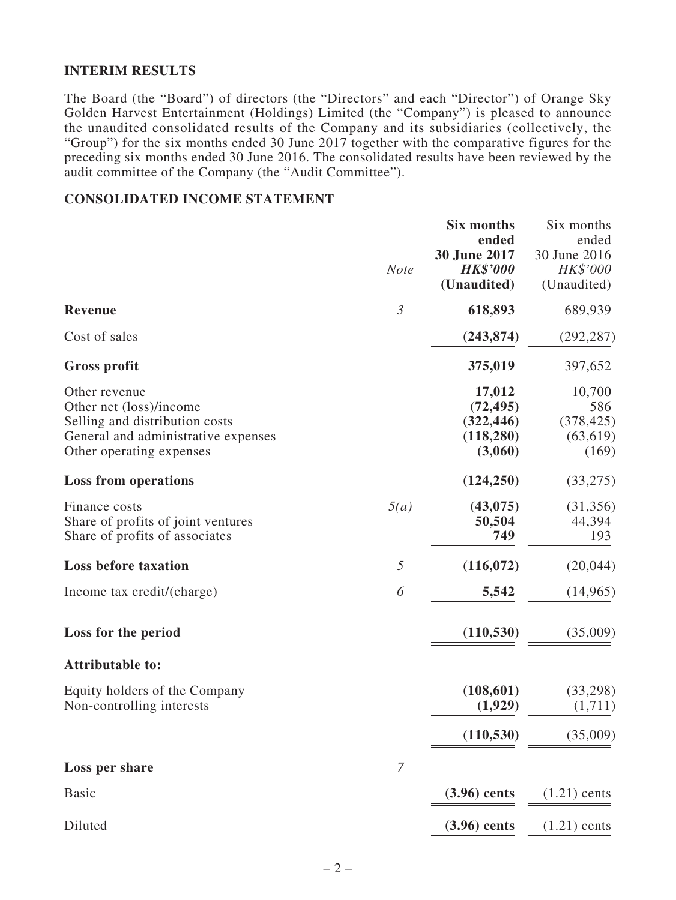## INTERIM RESULTS

The Board (the "Board") of directors (the "Directors" and each "Director") of Orange Sky Golden Harvest Entertainment (Holdings) Limited (the "Company") is pleased to announce the unaudited consolidated results of the Company and its subsidiaries (collectively, the "Group") for the six months ended 30 June 2017 together with the comparative figures for the preceding six months ended 30 June 2016. The consolidated results have been reviewed by the audit committee of the Company (the "Audit Committee").

## CONSOLIDATED INCOME STATEMENT

| | *Note* | **Six months ended 30 June 2017** ***HK$'000*** **(Unaudited)** | Six months ended 30 June 2016 *HK$'000* (Unaudited) |
|---|---|---|---|
| **Revenue** | *3* | **618,893** | 689,939 |
| Cost of sales | | **(243,874)** | (292,287) |
| **Gross profit** | | **375,019** | 397,652 |
| Other revenue | | **17,012** | 10,700 |
| Other net (loss)/income | | **(72,495)** | 586 |
| Selling and distribution costs | | **(322,446)** | (378,425) |
| General and administrative expenses | | **(118,280)** | (63,619) |
| Other operating expenses | | **(3,060)** | (169) |
| **Loss from operations** | | **(124,250)** | (33,275) |
| Finance costs | *5(a)* | **(43,075)** | (31,356) |
| Share of profits of joint ventures | | **50,504** | 44,394 |
| Share of profits of associates | | **749** | 193 |
| **Loss before taxation** | *5* | **(116,072)** | (20,044) |
| Income tax credit/(charge) | *6* | **5,542** | (14,965) |
| **Loss for the period** | | **(110,530)** | (35,009) |
| **Attributable to:** | | | |
| Equity holders of the Company | | **(108,601)** | (33,298) |
| Non-controlling interests | | **(1,929)** | (1,711) |
| | | **(110,530)** | (35,009) |
| **Loss per share** | *7* | | |
| Basic | | **(3.96) cents** | (1.21) cents |
| Diluted | | **(3.96) cents** | (1.21) cents |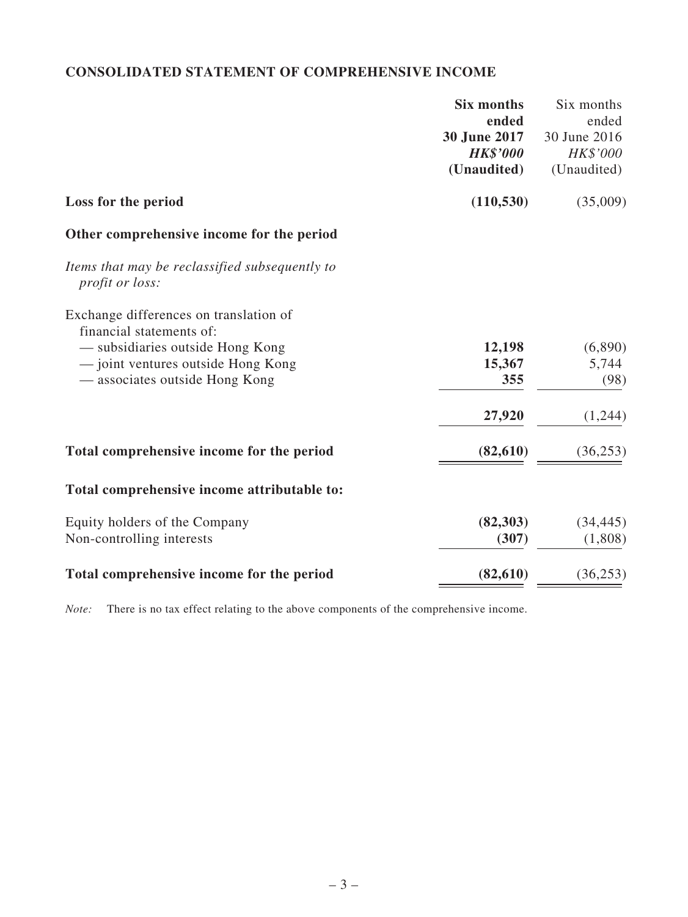## CONSOLIDATED STATEMENT OF COMPREHENSIVE INCOME

| | Six months ended 30 June 2017 HK$'000 (Unaudited) | Six months ended 30 June 2016 HK$'000 (Unaudited) |
|---|---|---|
| **Loss for the period** | **(110,530)** | (35,009) |
| **Other comprehensive income for the period** | | |
| *Items that may be reclassified subsequently to profit or loss:* | | |
| Exchange differences on translation of financial statements of: | | |
| — subsidiaries outside Hong Kong | **12,198** | (6,890) |
| — joint ventures outside Hong Kong | **15,367** | 5,744 |
| — associates outside Hong Kong | **355** | (98) |
| | **27,920** | (1,244) |
| **Total comprehensive income for the period** | **(82,610)** | (36,253) |
| **Total comprehensive income attributable to:** | | |
| Equity holders of the Company | **(82,303)** | (34,445) |
| Non-controlling interests | **(307)** | (1,808) |
| **Total comprehensive income for the period** | **(82,610)** | (36,253) |

*Note:* There is no tax effect relating to the above components of the comprehensive income.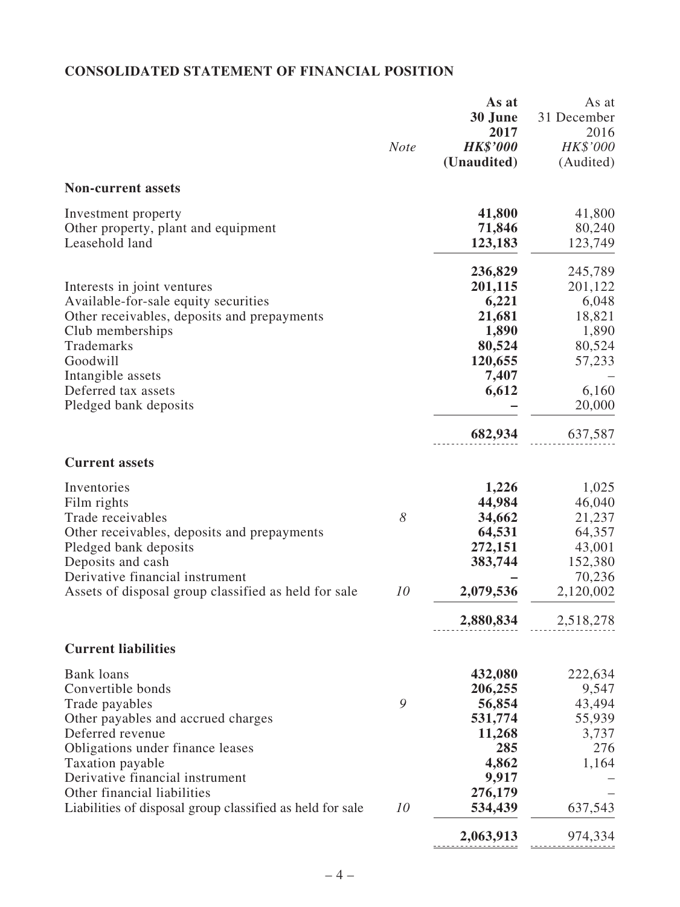## CONSOLIDATED STATEMENT OF FINANCIAL POSITION

| | *Note* | **As at 30 June 2017 *HK$'000* (Unaudited)** | As at 31 December 2016 *HK$'000* (Audited) |
|---|---|---|---|
| **Non-current assets** | | | |
| Investment property | | **41,800** | 41,800 |
| Other property, plant and equipment | | **71,846** | 80,240 |
| Leasehold land | | **123,183** | 123,749 |
| | | **236,829** | 245,789 |
| Interests in joint ventures | | **201,115** | 201,122 |
| Available-for-sale equity securities | | **6,221** | 6,048 |
| Other receivables, deposits and prepayments | | **21,681** | 18,821 |
| Club memberships | | **1,890** | 1,890 |
| Trademarks | | **80,524** | 80,524 |
| Goodwill | | **120,655** | 57,233 |
| Intangible assets | | **7,407** | – |
| Deferred tax assets | | **6,612** | 6,160 |
| Pledged bank deposits | | **–** | 20,000 |
| | | **682,934** | 637,587 |
| **Current assets** | | | |
| Inventories | | **1,226** | 1,025 |
| Film rights | | **44,984** | 46,040 |
| Trade receivables | *8* | **34,662** | 21,237 |
| Other receivables, deposits and prepayments | | **64,531** | 64,357 |
| Pledged bank deposits | | **272,151** | 43,001 |
| Deposits and cash | | **383,744** | 152,380 |
| Derivative financial instrument | | **–** | 70,236 |
| Assets of disposal group classified as held for sale | *10* | **2,079,536** | 2,120,002 |
| | | **2,880,834** | 2,518,278 |
| **Current liabilities** | | | |
| Bank loans | | **432,080** | 222,634 |
| Convertible bonds | | **206,255** | 9,547 |
| Trade payables | *9* | **56,854** | 43,494 |
| Other payables and accrued charges | | **531,774** | 55,939 |
| Deferred revenue | | **11,268** | 3,737 |
| Obligations under finance leases | | **285** | 276 |
| Taxation payable | | **4,862** | 1,164 |
| Derivative financial instrument | | **9,917** | – |
| Other financial liabilities | | **276,179** | – |
| Liabilities of disposal group classified as held for sale | *10* | **534,439** | 637,543 |
| | | **2,063,913** | 974,334 |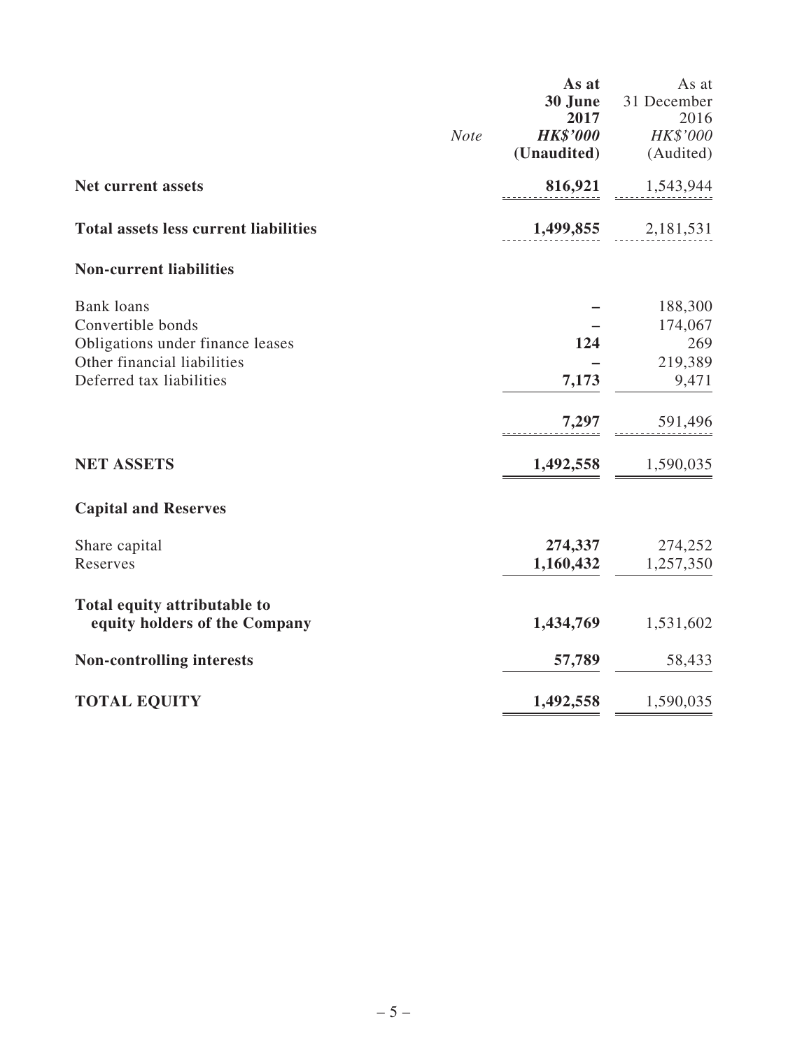| | Note | As at 30 June 2017 HK$'000 (Unaudited) | As at 31 December 2016 HK$'000 (Audited) |
|---|---|---|---|
| **Net current assets** | | **816,921** | 1,543,944 |
| **Total assets less current liabilities** | | **1,499,855** | 2,181,531 |
| **Non-current liabilities** | | | |
| Bank loans | | **–** | 188,300 |
| Convertible bonds | | **–** | 174,067 |
| Obligations under finance leases | | **124** | 269 |
| Other financial liabilities | | **–** | 219,389 |
| Deferred tax liabilities | | **7,173** | 9,471 |
| | | **7,297** | 591,496 |
| **NET ASSETS** | | **1,492,558** | 1,590,035 |
| **Capital and Reserves** | | | |
| Share capital | | **274,337** | 274,252 |
| Reserves | | **1,160,432** | 1,257,350 |
| **Total equity attributable to equity holders of the Company** | | **1,434,769** | 1,531,602 |
| **Non-controlling interests** | | **57,789** | 58,433 |
| **TOTAL EQUITY** | | **1,492,558** | 1,590,035 |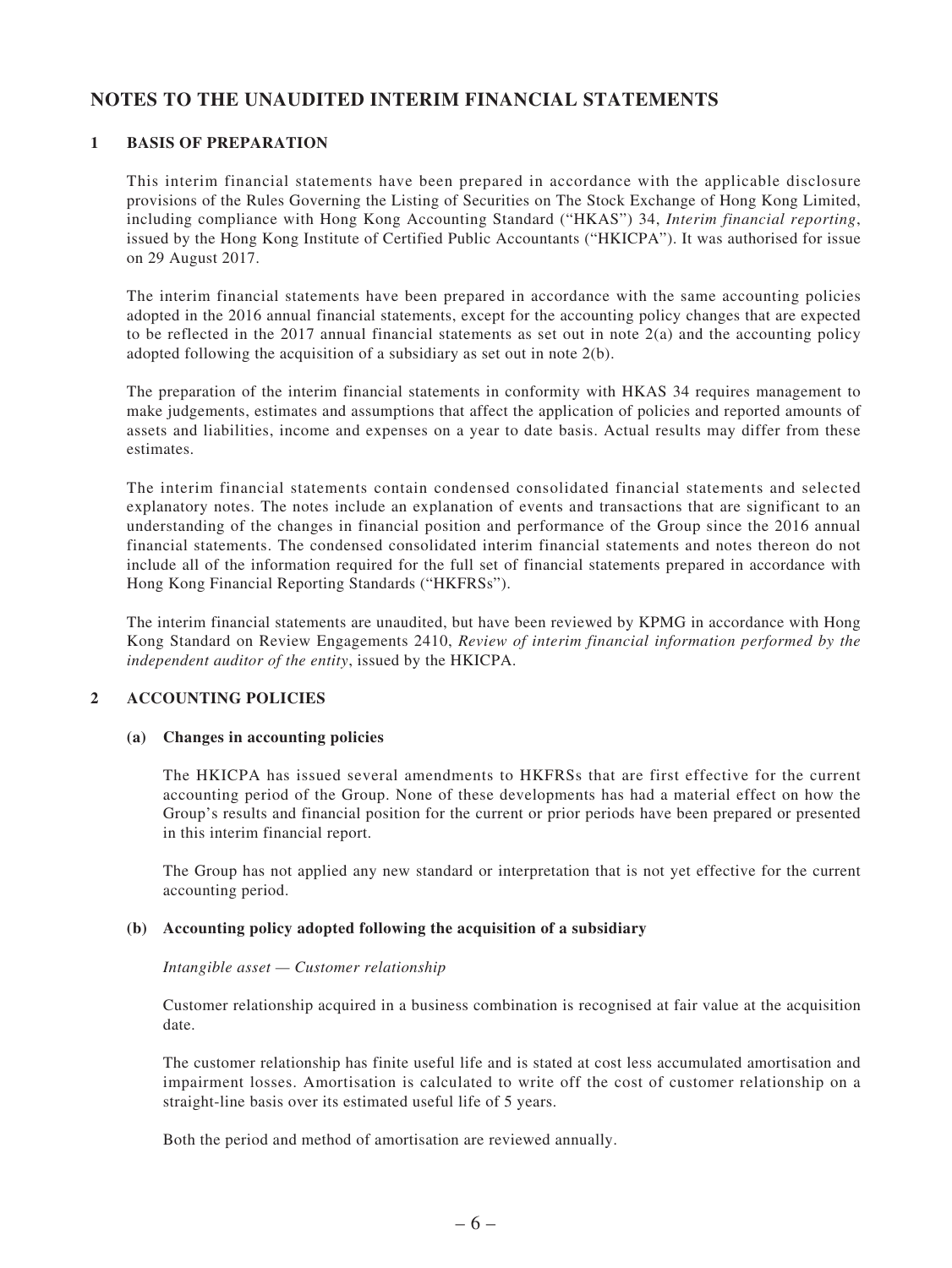# NOTES TO THE UNAUDITED INTERIM FINANCIAL STATEMENTS

## 1 BASIS OF PREPARATION

This interim financial statements have been prepared in accordance with the applicable disclosure provisions of the Rules Governing the Listing of Securities on The Stock Exchange of Hong Kong Limited, including compliance with Hong Kong Accounting Standard ("HKAS") 34, *Interim financial reporting*, issued by the Hong Kong Institute of Certified Public Accountants ("HKICPA"). It was authorised for issue on 29 August 2017.

The interim financial statements have been prepared in accordance with the same accounting policies adopted in the 2016 annual financial statements, except for the accounting policy changes that are expected to be reflected in the 2017 annual financial statements as set out in note 2(a) and the accounting policy adopted following the acquisition of a subsidiary as set out in note 2(b).

The preparation of the interim financial statements in conformity with HKAS 34 requires management to make judgements, estimates and assumptions that affect the application of policies and reported amounts of assets and liabilities, income and expenses on a year to date basis. Actual results may differ from these estimates.

The interim financial statements contain condensed consolidated financial statements and selected explanatory notes. The notes include an explanation of events and transactions that are significant to an understanding of the changes in financial position and performance of the Group since the 2016 annual financial statements. The condensed consolidated interim financial statements and notes thereon do not include all of the information required for the full set of financial statements prepared in accordance with Hong Kong Financial Reporting Standards ("HKFRSs").

The interim financial statements are unaudited, but have been reviewed by KPMG in accordance with Hong Kong Standard on Review Engagements 2410, *Review of interim financial information performed by the independent auditor of the entity*, issued by the HKICPA.

## 2 ACCOUNTING POLICIES

### (a) Changes in accounting policies

The HKICPA has issued several amendments to HKFRSs that are first effective for the current accounting period of the Group. None of these developments has had a material effect on how the Group's results and financial position for the current or prior periods have been prepared or presented in this interim financial report.

The Group has not applied any new standard or interpretation that is not yet effective for the current accounting period.

### (b) Accounting policy adopted following the acquisition of a subsidiary

*Intangible asset — Customer relationship*

Customer relationship acquired in a business combination is recognised at fair value at the acquisition date.

The customer relationship has finite useful life and is stated at cost less accumulated amortisation and impairment losses. Amortisation is calculated to write off the cost of customer relationship on a straight-line basis over its estimated useful life of 5 years.

Both the period and method of amortisation are reviewed annually.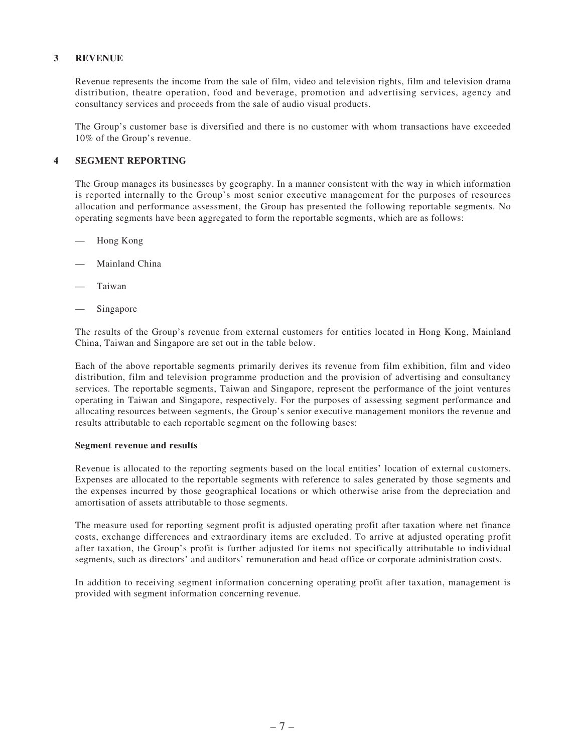## 3 REVENUE

Revenue represents the income from the sale of film, video and television rights, film and television drama distribution, theatre operation, food and beverage, promotion and advertising services, agency and consultancy services and proceeds from the sale of audio visual products.

The Group's customer base is diversified and there is no customer with whom transactions have exceeded 10% of the Group's revenue.

## 4 SEGMENT REPORTING

The Group manages its businesses by geography. In a manner consistent with the way in which information is reported internally to the Group's most senior executive management for the purposes of resources allocation and performance assessment, the Group has presented the following reportable segments. No operating segments have been aggregated to form the reportable segments, which are as follows:

- Hong Kong
- Mainland China
- Taiwan
- Singapore

The results of the Group's revenue from external customers for entities located in Hong Kong, Mainland China, Taiwan and Singapore are set out in the table below.

Each of the above reportable segments primarily derives its revenue from film exhibition, film and video distribution, film and television programme production and the provision of advertising and consultancy services. The reportable segments, Taiwan and Singapore, represent the performance of the joint ventures operating in Taiwan and Singapore, respectively. For the purposes of assessing segment performance and allocating resources between segments, the Group's senior executive management monitors the revenue and results attributable to each reportable segment on the following bases:

**Segment revenue and results**

Revenue is allocated to the reporting segments based on the local entities' location of external customers. Expenses are allocated to the reportable segments with reference to sales generated by those segments and the expenses incurred by those geographical locations or which otherwise arise from the depreciation and amortisation of assets attributable to those segments.

The measure used for reporting segment profit is adjusted operating profit after taxation where net finance costs, exchange differences and extraordinary items are excluded. To arrive at adjusted operating profit after taxation, the Group's profit is further adjusted for items not specifically attributable to individual segments, such as directors' and auditors' remuneration and head office or corporate administration costs.

In addition to receiving segment information concerning operating profit after taxation, management is provided with segment information concerning revenue.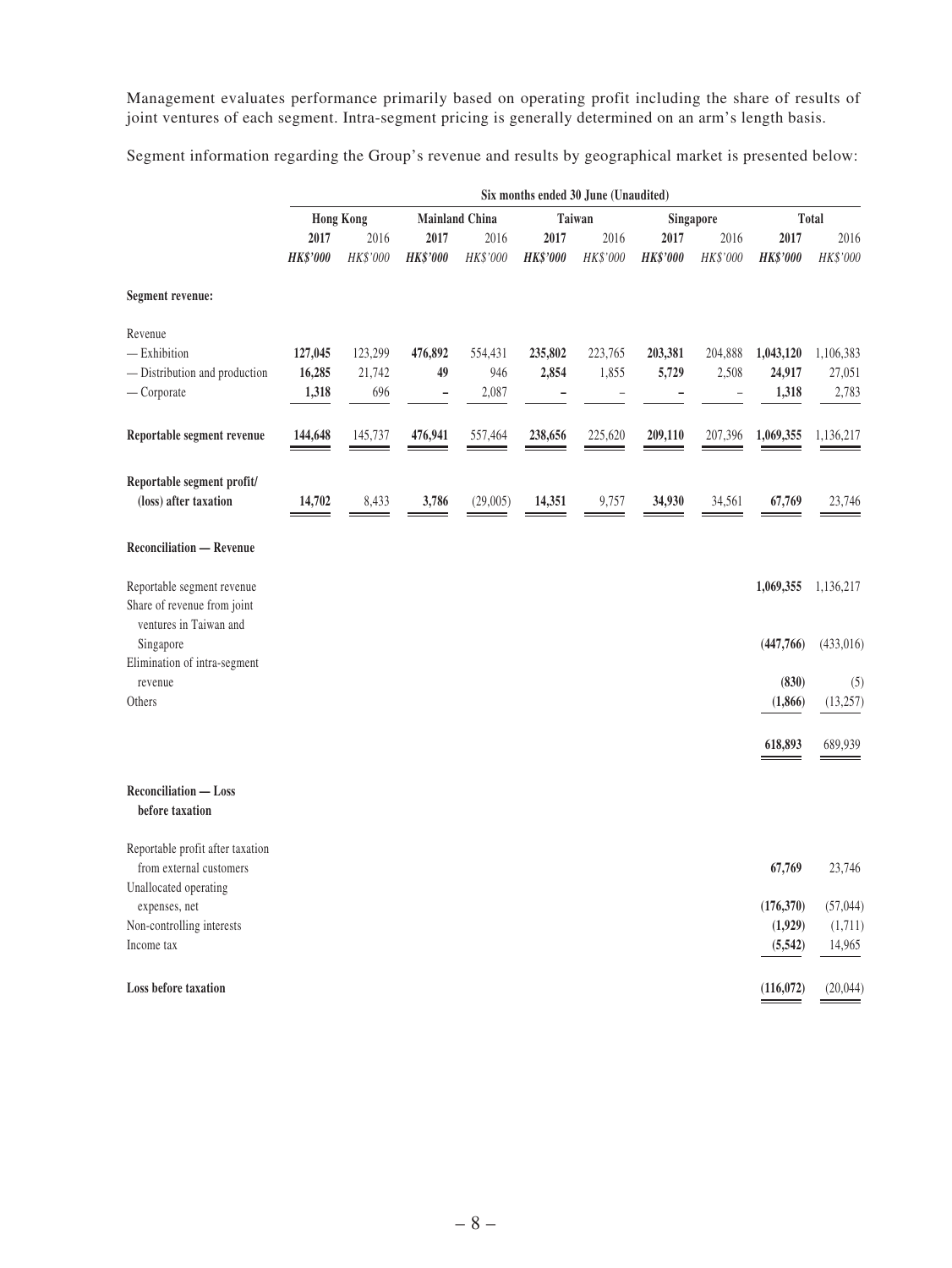Management evaluates performance primarily based on operating profit including the share of results of joint ventures of each segment. Intra-segment pricing is generally determined on an arm's length basis.

Segment information regarding the Group's revenue and results by geographical market is presented below:

| | Six months ended 30 June (Unaudited) | | | | | | | | | |
|---|---|---|---|---|---|---|---|---|---|---|
| | Hong Kong | | Mainland China | | Taiwan | | Singapore | | Total | |
| | **2017** | 2016 | **2017** | 2016 | **2017** | 2016 | **2017** | 2016 | **2017** | 2016 |
| | ***HK$'000*** | *HK$'000* | ***HK$'000*** | *HK$'000* | ***HK$'000*** | *HK$'000* | ***HK$'000*** | *HK$'000* | ***HK$'000*** | *HK$'000* |
| **Segment revenue:** | | | | | | | | | | |
| Revenue | | | | | | | | | | |
| — Exhibition | **127,045** | 123,299 | **476,892** | 554,431 | **235,802** | 223,765 | **203,381** | 204,888 | **1,043,120** | 1,106,383 |
| — Distribution and production | **16,285** | 21,742 | **49** | 946 | **2,854** | 1,855 | **5,729** | 2,508 | **24,917** | 27,051 |
| — Corporate | **1,318** | 696 | **–** | 2,087 | **–** | – | **–** | – | **1,318** | 2,783 |
| **Reportable segment revenue** | **144,648** | 145,737 | **476,941** | 557,464 | **238,656** | 225,620 | **209,110** | 207,396 | **1,069,355** | 1,136,217 |
| **Reportable segment profit/ (loss) after taxation** | **14,702** | 8,433 | **3,786** | (29,005) | **14,351** | 9,757 | **34,930** | 34,561 | **67,769** | 23,746 |
| **Reconciliation — Revenue** | | | | | | | | | | |
| Reportable segment revenue | | | | | | | | | **1,069,355** | 1,136,217 |
| Share of revenue from joint ventures in Taiwan and Singapore | | | | | | | | | **(447,766)** | (433,016) |
| Elimination of intra-segment revenue | | | | | | | | | **(830)** | (5) |
| Others | | | | | | | | | **(1,866)** | (13,257) |
| | | | | | | | | | **618,893** | 689,939 |
| **Reconciliation — Loss before taxation** | | | | | | | | | | |
| Reportable profit after taxation from external customers | | | | | | | | | **67,769** | 23,746 |
| Unallocated operating expenses, net | | | | | | | | | **(176,370)** | (57,044) |
| Non-controlling interests | | | | | | | | | **(1,929)** | (1,711) |
| Income tax | | | | | | | | | **(5,542)** | 14,965 |
| **Loss before taxation** | | | | | | | | | **(116,072)** | (20,044) |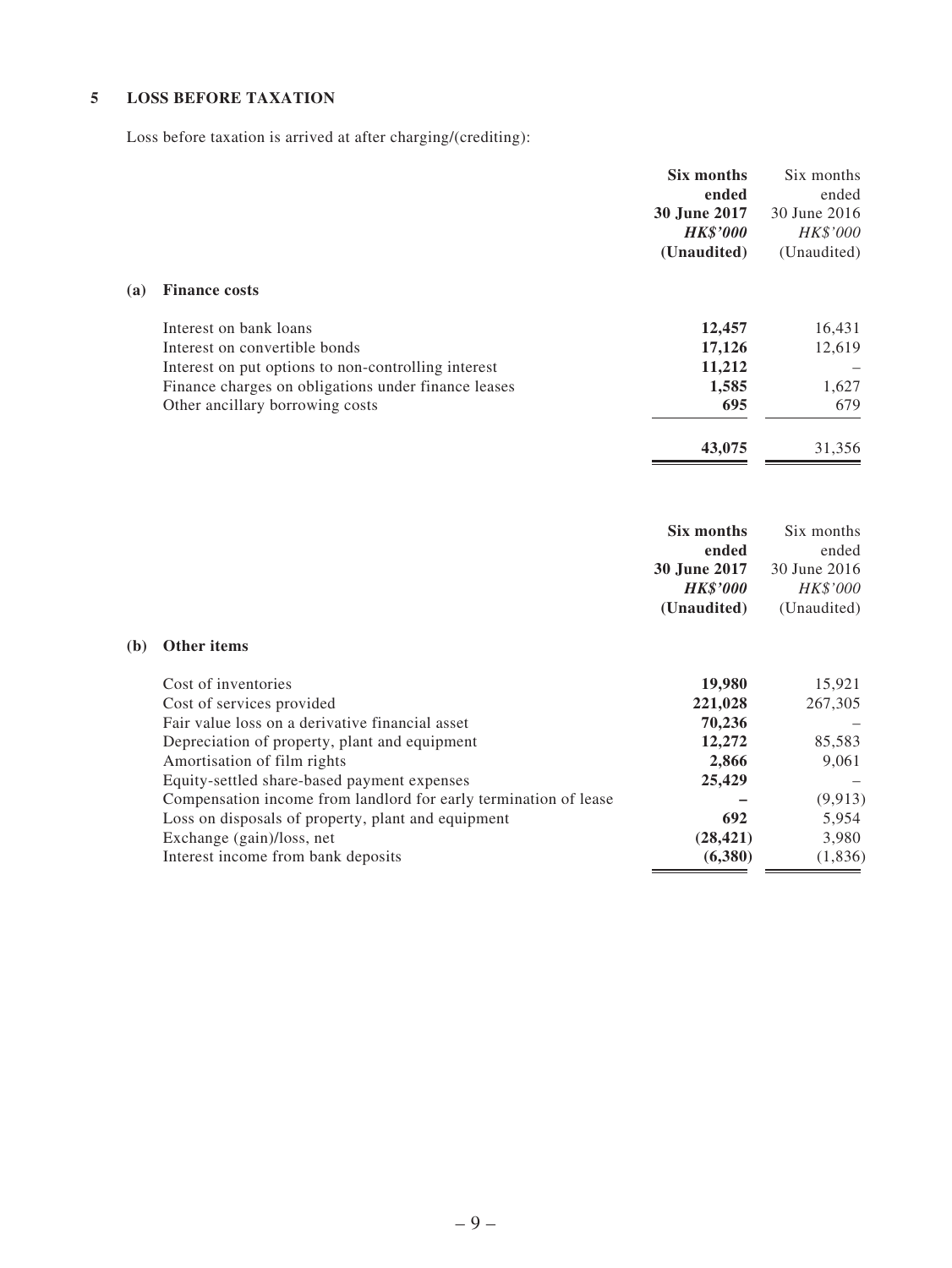## 5 LOSS BEFORE TAXATION

Loss before taxation is arrived at after charging/(crediting):

| | **Six months ended 30 June 2017** | Six months ended 30 June 2016 |
|---|---|---|
| | ***HK$'000*** | *HK$'000* |
| | **(Unaudited)** | (Unaudited) |
| **(a) Finance costs** | | |
| Interest on bank loans | **12,457** | 16,431 |
| Interest on convertible bonds | **17,126** | 12,619 |
| Interest on put options to non-controlling interest | **11,212** | – |
| Finance charges on obligations under finance leases | **1,585** | 1,627 |
| Other ancillary borrowing costs | **695** | 679 |
| | **43,075** | 31,356 |

| | **Six months ended 30 June 2017** | Six months ended 30 June 2016 |
|---|---|---|
| | ***HK$'000*** | *HK$'000* |
| | **(Unaudited)** | (Unaudited) |
| **(b) Other items** | | |
| Cost of inventories | **19,980** | 15,921 |
| Cost of services provided | **221,028** | 267,305 |
| Fair value loss on a derivative financial asset | **70,236** | – |
| Depreciation of property, plant and equipment | **12,272** | 85,583 |
| Amortisation of film rights | **2,866** | 9,061 |
| Equity-settled share-based payment expenses | **25,429** | – |
| Compensation income from landlord for early termination of lease | **–** | (9,913) |
| Loss on disposals of property, plant and equipment | **692** | 5,954 |
| Exchange (gain)/loss, net | **(28,421)** | 3,980 |
| Interest income from bank deposits | **(6,380)** | (1,836) |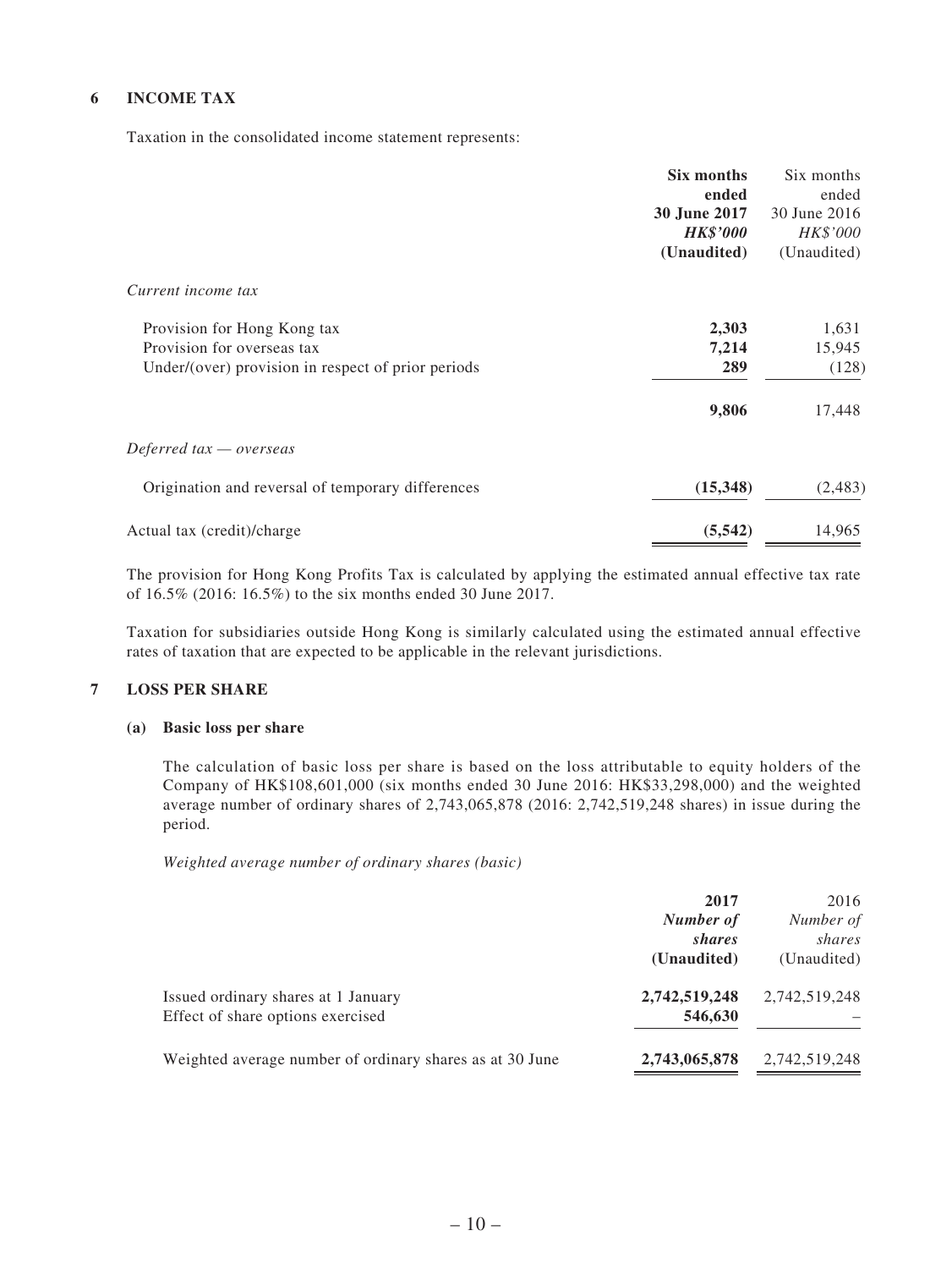## 6 INCOME TAX

Taxation in the consolidated income statement represents:

| | **Six months ended 30 June 2017** ***HK$'000*** **(Unaudited)** | Six months ended 30 June 2016 *HK$'000* (Unaudited) |
|---|---|---|
| *Current income tax* | | |
| Provision for Hong Kong tax | **2,303** | 1,631 |
| Provision for overseas tax | **7,214** | 15,945 |
| Under/(over) provision in respect of prior periods | **289** | (128) |
| | **9,806** | 17,448 |
| *Deferred tax — overseas* | | |
| Origination and reversal of temporary differences | **(15,348)** | (2,483) |
| Actual tax (credit)/charge | **(5,542)** | 14,965 |

The provision for Hong Kong Profits Tax is calculated by applying the estimated annual effective tax rate of 16.5% (2016: 16.5%) to the six months ended 30 June 2017.

Taxation for subsidiaries outside Hong Kong is similarly calculated using the estimated annual effective rates of taxation that are expected to be applicable in the relevant jurisdictions.

## 7 LOSS PER SHARE

### (a) Basic loss per share

The calculation of basic loss per share is based on the loss attributable to equity holders of the Company of HK$108,601,000 (six months ended 30 June 2016: HK$33,298,000) and the weighted average number of ordinary shares of 2,743,065,878 (2016: 2,742,519,248 shares) in issue during the period.

*Weighted average number of ordinary shares (basic)*

| | **2017** ***Number of shares*** **(Unaudited)** | 2016 *Number of shares* (Unaudited) |
|---|---|---|
| Issued ordinary shares at 1 January | **2,742,519,248** | 2,742,519,248 |
| Effect of share options exercised | **546,630** | – |
| Weighted average number of ordinary shares as at 30 June | **2,743,065,878** | 2,742,519,248 |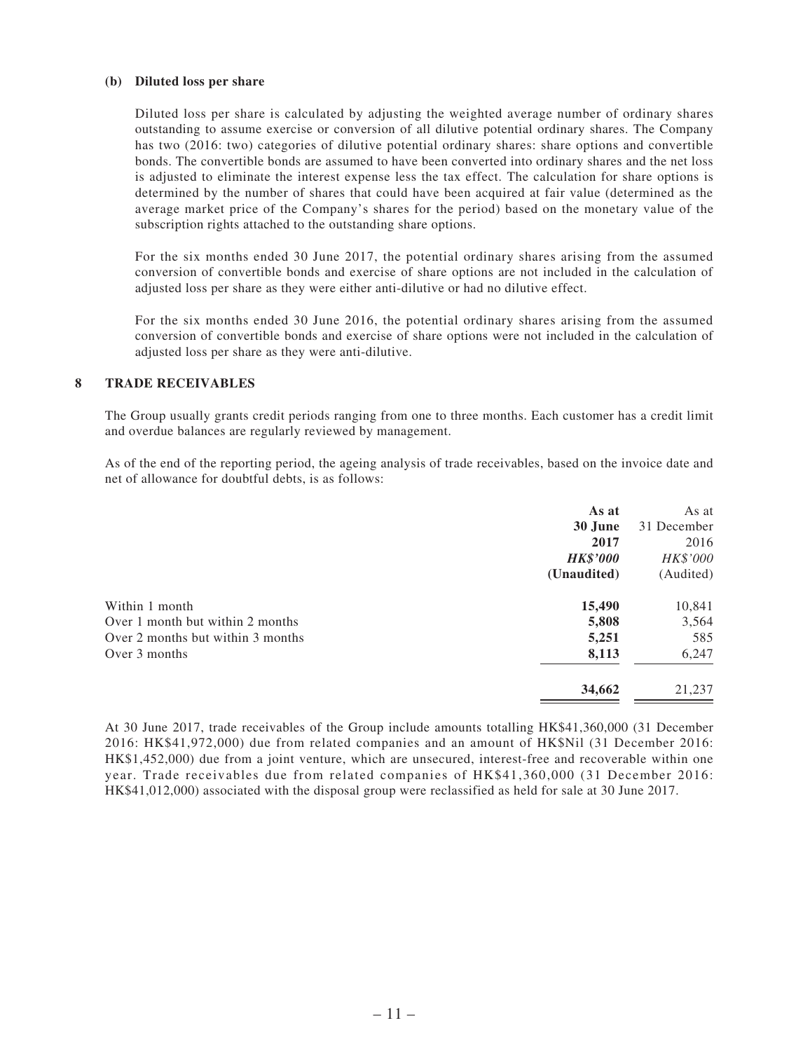**(b) Diluted loss per share**

Diluted loss per share is calculated by adjusting the weighted average number of ordinary shares outstanding to assume exercise or conversion of all dilutive potential ordinary shares. The Company has two (2016: two) categories of dilutive potential ordinary shares: share options and convertible bonds. The convertible bonds are assumed to have been converted into ordinary shares and the net loss is adjusted to eliminate the interest expense less the tax effect. The calculation for share options is determined by the number of shares that could have been acquired at fair value (determined as the average market price of the Company's shares for the period) based on the monetary value of the subscription rights attached to the outstanding share options.

For the six months ended 30 June 2017, the potential ordinary shares arising from the assumed conversion of convertible bonds and exercise of share options are not included in the calculation of adjusted loss per share as they were either anti-dilutive or had no dilutive effect.

For the six months ended 30 June 2016, the potential ordinary shares arising from the assumed conversion of convertible bonds and exercise of share options were not included in the calculation of adjusted loss per share as they were anti-dilutive.

## 8 TRADE RECEIVABLES

The Group usually grants credit periods ranging from one to three months. Each customer has a credit limit and overdue balances are regularly reviewed by management.

As of the end of the reporting period, the ageing analysis of trade receivables, based on the invoice date and net of allowance for doubtful debts, is as follows:

| | **As at 30 June 2017** | As at 31 December 2016 |
|---|---|---|
| | ***HK$'000*** | *HK$'000* |
| | **(Unaudited)** | (Audited) |
| Within 1 month | **15,490** | 10,841 |
| Over 1 month but within 2 months | **5,808** | 3,564 |
| Over 2 months but within 3 months | **5,251** | 585 |
| Over 3 months | **8,113** | 6,247 |
| | **34,662** | 21,237 |

At 30 June 2017, trade receivables of the Group include amounts totalling HK$41,360,000 (31 December 2016: HK$41,972,000) due from related companies and an amount of HK$Nil (31 December 2016: HK$1,452,000) due from a joint venture, which are unsecured, interest-free and recoverable within one year. Trade receivables due from related companies of HK$41,360,000 (31 December 2016: HK$41,012,000) associated with the disposal group were reclassified as held for sale at 30 June 2017.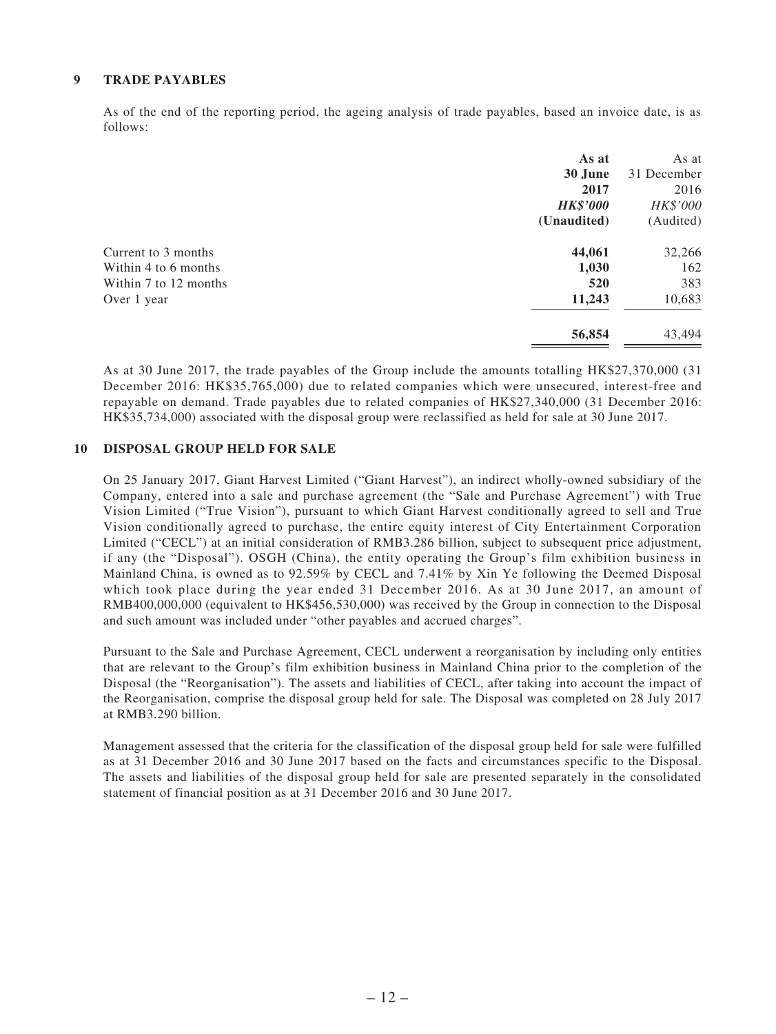## 9 TRADE PAYABLES

As of the end of the reporting period, the ageing analysis of trade payables, based an invoice date, is as follows:

| | **As at 30 June 2017** | As at 31 December 2016 |
|---|---|---|
| | ***HK$'000*** | *HK$'000* |
| | **(Unaudited)** | (Audited) |
| Current to 3 months | **44,061** | 32,266 |
| Within 4 to 6 months | **1,030** | 162 |
| Within 7 to 12 months | **520** | 383 |
| Over 1 year | **11,243** | 10,683 |
| | **56,854** | 43,494 |

As at 30 June 2017, the trade payables of the Group include the amounts totalling HK$27,370,000 (31 December 2016: HK$35,765,000) due to related companies which were unsecured, interest-free and repayable on demand. Trade payables due to related companies of HK$27,340,000 (31 December 2016: HK$35,734,000) associated with the disposal group were reclassified as held for sale at 30 June 2017.

## 10 DISPOSAL GROUP HELD FOR SALE

On 25 January 2017, Giant Harvest Limited ("Giant Harvest"), an indirect wholly-owned subsidiary of the Company, entered into a sale and purchase agreement (the "Sale and Purchase Agreement") with True Vision Limited ("True Vision"), pursuant to which Giant Harvest conditionally agreed to sell and True Vision conditionally agreed to purchase, the entire equity interest of City Entertainment Corporation Limited ("CECL") at an initial consideration of RMB3.286 billion, subject to subsequent price adjustment, if any (the "Disposal"). OSGH (China), the entity operating the Group's film exhibition business in Mainland China, is owned as to 92.59% by CECL and 7.41% by Xin Ye following the Deemed Disposal which took place during the year ended 31 December 2016. As at 30 June 2017, an amount of RMB400,000,000 (equivalent to HK$456,530,000) was received by the Group in connection to the Disposal and such amount was included under "other payables and accrued charges".

Pursuant to the Sale and Purchase Agreement, CECL underwent a reorganisation by including only entities that are relevant to the Group's film exhibition business in Mainland China prior to the completion of the Disposal (the "Reorganisation"). The assets and liabilities of CECL, after taking into account the impact of the Reorganisation, comprise the disposal group held for sale. The Disposal was completed on 28 July 2017 at RMB3.290 billion.

Management assessed that the criteria for the classification of the disposal group held for sale were fulfilled as at 31 December 2016 and 30 June 2017 based on the facts and circumstances specific to the Disposal. The assets and liabilities of the disposal group held for sale are presented separately in the consolidated statement of financial position as at 31 December 2016 and 30 June 2017.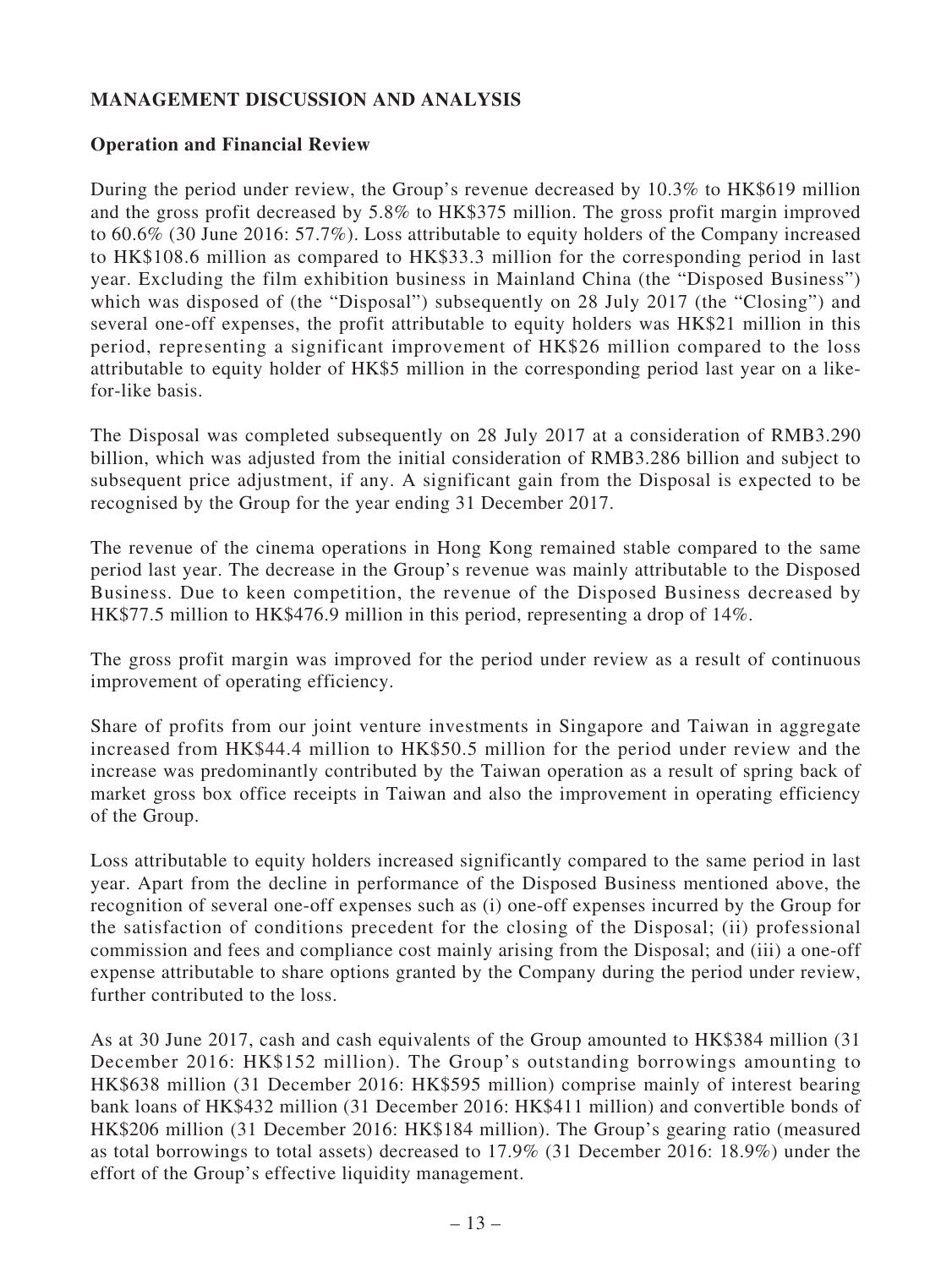## MANAGEMENT DISCUSSION AND ANALYSIS

### Operation and Financial Review

During the period under review, the Group's revenue decreased by 10.3% to HK$619 million and the gross profit decreased by 5.8% to HK$375 million. The gross profit margin improved to 60.6% (30 June 2016: 57.7%). Loss attributable to equity holders of the Company increased to HK$108.6 million as compared to HK$33.3 million for the corresponding period in last year. Excluding the film exhibition business in Mainland China (the "Disposed Business") which was disposed of (the "Disposal") subsequently on 28 July 2017 (the "Closing") and several one-off expenses, the profit attributable to equity holders was HK$21 million in this period, representing a significant improvement of HK$26 million compared to the loss attributable to equity holder of HK$5 million in the corresponding period last year on a like-for-like basis.

The Disposal was completed subsequently on 28 July 2017 at a consideration of RMB3.290 billion, which was adjusted from the initial consideration of RMB3.286 billion and subject to subsequent price adjustment, if any. A significant gain from the Disposal is expected to be recognised by the Group for the year ending 31 December 2017.

The revenue of the cinema operations in Hong Kong remained stable compared to the same period last year. The decrease in the Group's revenue was mainly attributable to the Disposed Business. Due to keen competition, the revenue of the Disposed Business decreased by HK$77.5 million to HK$476.9 million in this period, representing a drop of 14%.

The gross profit margin was improved for the period under review as a result of continuous improvement of operating efficiency.

Share of profits from our joint venture investments in Singapore and Taiwan in aggregate increased from HK$44.4 million to HK$50.5 million for the period under review and the increase was predominantly contributed by the Taiwan operation as a result of spring back of market gross box office receipts in Taiwan and also the improvement in operating efficiency of the Group.

Loss attributable to equity holders increased significantly compared to the same period in last year. Apart from the decline in performance of the Disposed Business mentioned above, the recognition of several one-off expenses such as (i) one-off expenses incurred by the Group for the satisfaction of conditions precedent for the closing of the Disposal; (ii) professional commission and fees and compliance cost mainly arising from the Disposal; and (iii) a one-off expense attributable to share options granted by the Company during the period under review, further contributed to the loss.

As at 30 June 2017, cash and cash equivalents of the Group amounted to HK$384 million (31 December 2016: HK$152 million). The Group's outstanding borrowings amounting to HK$638 million (31 December 2016: HK$595 million) comprise mainly of interest bearing bank loans of HK$432 million (31 December 2016: HK$411 million) and convertible bonds of HK$206 million (31 December 2016: HK$184 million). The Group's gearing ratio (measured as total borrowings to total assets) decreased to 17.9% (31 December 2016: 18.9%) under the effort of the Group's effective liquidity management.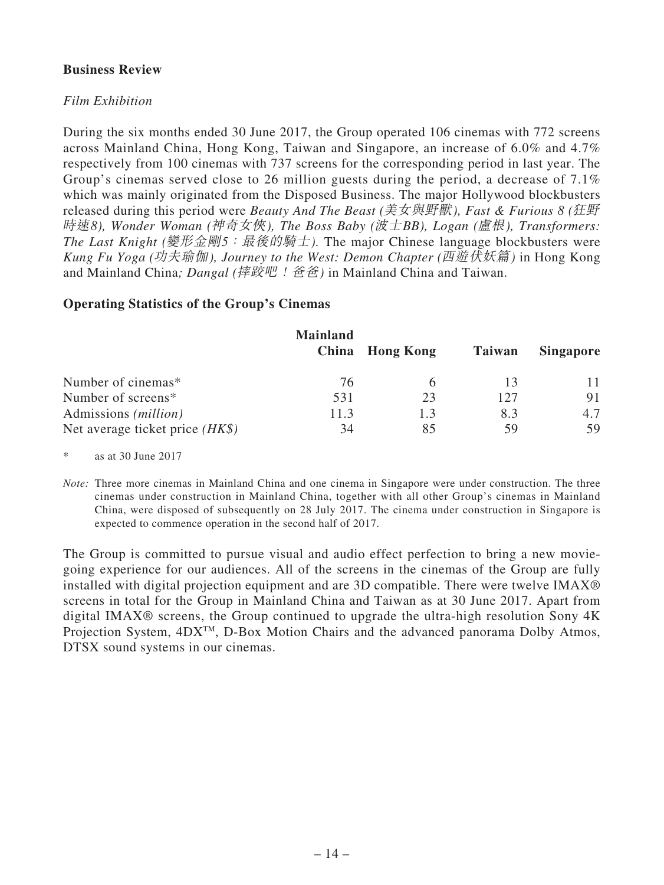**Business Review**

*Film Exhibition*

During the six months ended 30 June 2017, the Group operated 106 cinemas with 772 screens across Mainland China, Hong Kong, Taiwan and Singapore, an increase of 6.0% and 4.7% respectively from 100 cinemas with 737 screens for the corresponding period in last year. The Group's cinemas served close to 26 million guests during the period, a decrease of 7.1% which was mainly originated from the Disposed Business. The major Hollywood blockbusters released during this period were *Beauty And The Beast (美女與野獸), Fast & Furious 8 (狂野時速8), Wonder Woman (神奇女俠), The Boss Baby (波士BB), Logan (盧根), Transformers: The Last Knight (變形金剛5：最後的騎士)*. The major Chinese language blockbusters were *Kung Fu Yoga (功夫瑜伽), Journey to the West: Demon Chapter (西遊伏妖篇)* in Hong Kong and Mainland China*; Dangal (摔跤吧！爸爸)* in Mainland China and Taiwan.

**Operating Statistics of the Group's Cinemas**

| | Mainland China | Hong Kong | Taiwan | Singapore |
|---|---|---|---|---|
| Number of cinemas* | 76 | 6 | 13 | 11 |
| Number of screens* | 531 | 23 | 127 | 91 |
| Admissions *(million)* | 11.3 | 1.3 | 8.3 | 4.7 |
| Net average ticket price *(HK$)* | 34 | 85 | 59 | 59 |

\* as at 30 June 2017

*Note:* Three more cinemas in Mainland China and one cinema in Singapore were under construction. The three cinemas under construction in Mainland China, together with all other Group's cinemas in Mainland China, were disposed of subsequently on 28 July 2017. The cinema under construction in Singapore is expected to commence operation in the second half of 2017.

The Group is committed to pursue visual and audio effect perfection to bring a new movie-going experience for our audiences. All of the screens in the cinemas of the Group are fully installed with digital projection equipment and are 3D compatible. There were twelve IMAX® screens in total for the Group in Mainland China and Taiwan as at 30 June 2017. Apart from digital IMAX® screens, the Group continued to upgrade the ultra-high resolution Sony 4K Projection System, 4DX™, D-Box Motion Chairs and the advanced panorama Dolby Atmos, DTSX sound systems in our cinemas.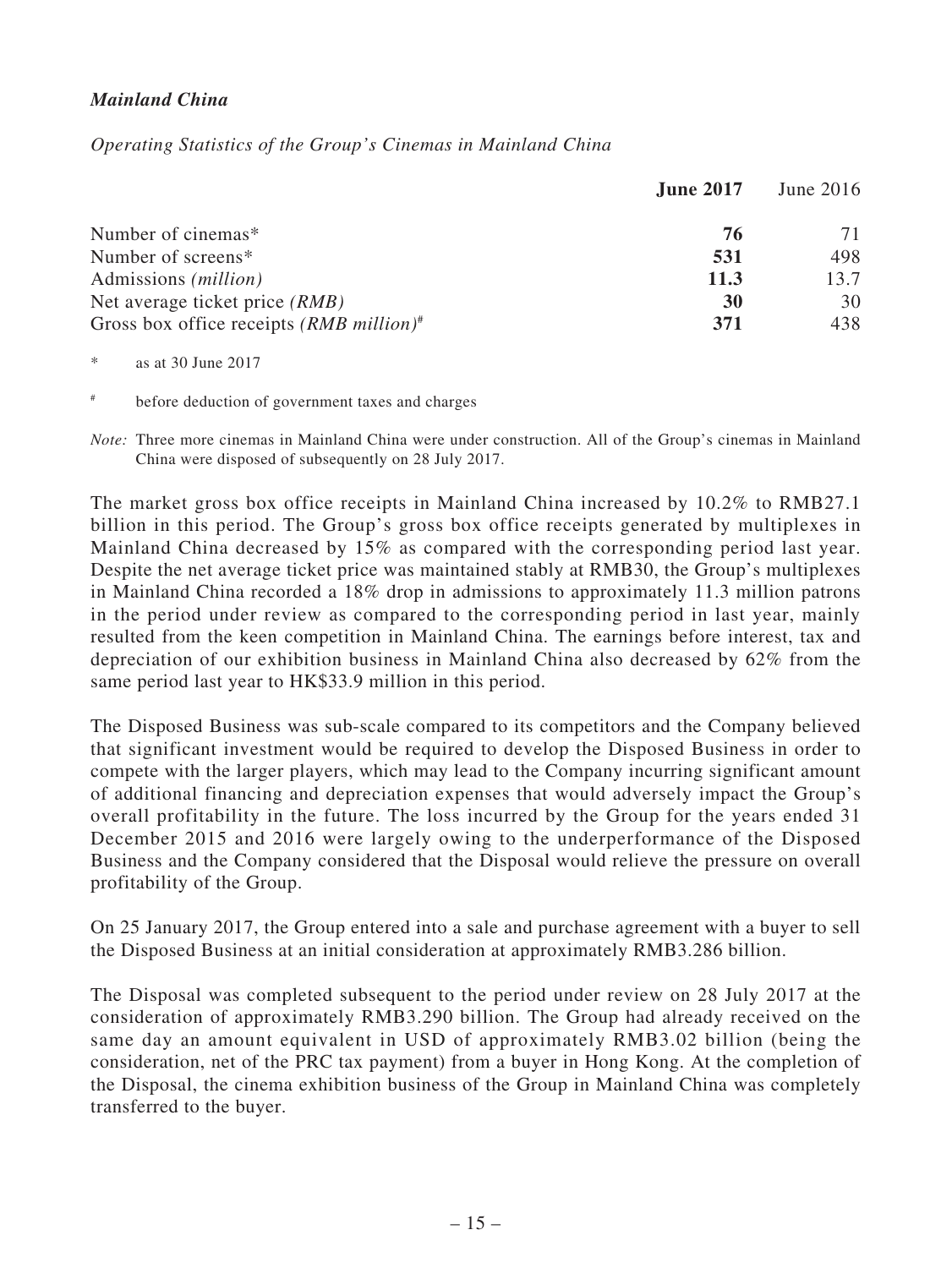***Mainland China***

*Operating Statistics of the Group's Cinemas in Mainland China*

| | **June 2017** | June 2016 |
|---|---|---|
| Number of cinemas* | **76** | 71 |
| Number of screens* | **531** | 498 |
| Admissions *(million)* | **11.3** | 13.7 |
| Net average ticket price *(RMB)* | **30** | 30 |
| Gross box office receipts *(RMB million)*# | **371** | 438 |

\* as at 30 June 2017

\# before deduction of government taxes and charges

*Note:* Three more cinemas in Mainland China were under construction. All of the Group's cinemas in Mainland China were disposed of subsequently on 28 July 2017.

The market gross box office receipts in Mainland China increased by 10.2% to RMB27.1 billion in this period. The Group's gross box office receipts generated by multiplexes in Mainland China decreased by 15% as compared with the corresponding period last year. Despite the net average ticket price was maintained stably at RMB30, the Group's multiplexes in Mainland China recorded a 18% drop in admissions to approximately 11.3 million patrons in the period under review as compared to the corresponding period in last year, mainly resulted from the keen competition in Mainland China. The earnings before interest, tax and depreciation of our exhibition business in Mainland China also decreased by 62% from the same period last year to HK$33.9 million in this period.

The Disposed Business was sub-scale compared to its competitors and the Company believed that significant investment would be required to develop the Disposed Business in order to compete with the larger players, which may lead to the Company incurring significant amount of additional financing and depreciation expenses that would adversely impact the Group's overall profitability in the future. The loss incurred by the Group for the years ended 31 December 2015 and 2016 were largely owing to the underperformance of the Disposed Business and the Company considered that the Disposal would relieve the pressure on overall profitability of the Group.

On 25 January 2017, the Group entered into a sale and purchase agreement with a buyer to sell the Disposed Business at an initial consideration at approximately RMB3.286 billion.

The Disposal was completed subsequent to the period under review on 28 July 2017 at the consideration of approximately RMB3.290 billion. The Group had already received on the same day an amount equivalent in USD of approximately RMB3.02 billion (being the consideration, net of the PRC tax payment) from a buyer in Hong Kong. At the completion of the Disposal, the cinema exhibition business of the Group in Mainland China was completely transferred to the buyer.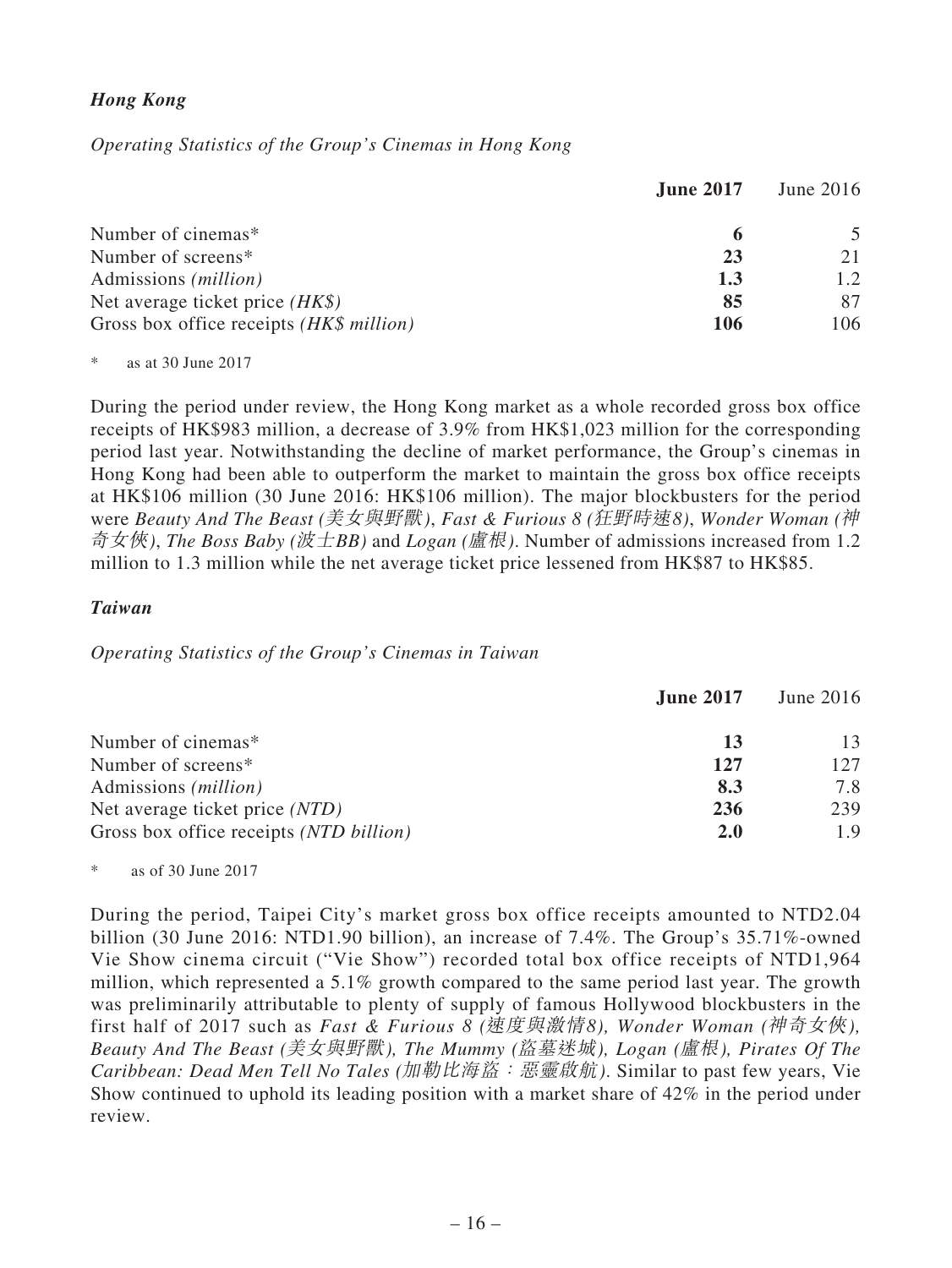### *Hong Kong*

*Operating Statistics of the Group's Cinemas in Hong Kong*

| | **June 2017** | June 2016 |
|---|---|---|
| Number of cinemas* | **6** | 5 |
| Number of screens* | **23** | 21 |
| Admissions *(million)* | **1.3** | 1.2 |
| Net average ticket price *(HK$)* | **85** | 87 |
| Gross box office receipts *(HK$ million)* | **106** | 106 |

\* as at 30 June 2017

During the period under review, the Hong Kong market as a whole recorded gross box office receipts of HK$983 million, a decrease of 3.9% from HK$1,023 million for the corresponding period last year. Notwithstanding the decline of market performance, the Group's cinemas in Hong Kong had been able to outperform the market to maintain the gross box office receipts at HK$106 million (30 June 2016: HK$106 million). The major blockbusters for the period were *Beauty And The Beast (美女與野獸)*, *Fast & Furious 8 (狂野時速8)*, *Wonder Woman (神奇女俠)*, *The Boss Baby (波士BB)* and *Logan (盧根)*. Number of admissions increased from 1.2 million to 1.3 million while the net average ticket price lessened from HK$87 to HK$85.

### *Taiwan*

*Operating Statistics of the Group's Cinemas in Taiwan*

| | **June 2017** | June 2016 |
|---|---|---|
| Number of cinemas* | **13** | 13 |
| Number of screens* | **127** | 127 |
| Admissions *(million)* | **8.3** | 7.8 |
| Net average ticket price *(NTD)* | **236** | 239 |
| Gross box office receipts *(NTD billion)* | **2.0** | 1.9 |

\* as of 30 June 2017

During the period, Taipei City's market gross box office receipts amounted to NTD2.04 billion (30 June 2016: NTD1.90 billion), an increase of 7.4%. The Group's 35.71%-owned Vie Show cinema circuit ("Vie Show") recorded total box office receipts of NTD1,964 million, which represented a 5.1% growth compared to the same period last year. The growth was preliminarily attributable to plenty of supply of famous Hollywood blockbusters in the first half of 2017 such as *Fast & Furious 8 (速度與激情8), Wonder Woman (神奇女俠), Beauty And The Beast (美女與野獸), The Mummy (盜墓迷城), Logan (盧根), Pirates Of The Caribbean: Dead Men Tell No Tales (加勒比海盜：惡靈啟航)*. Similar to past few years, Vie Show continued to uphold its leading position with a market share of 42% in the period under review.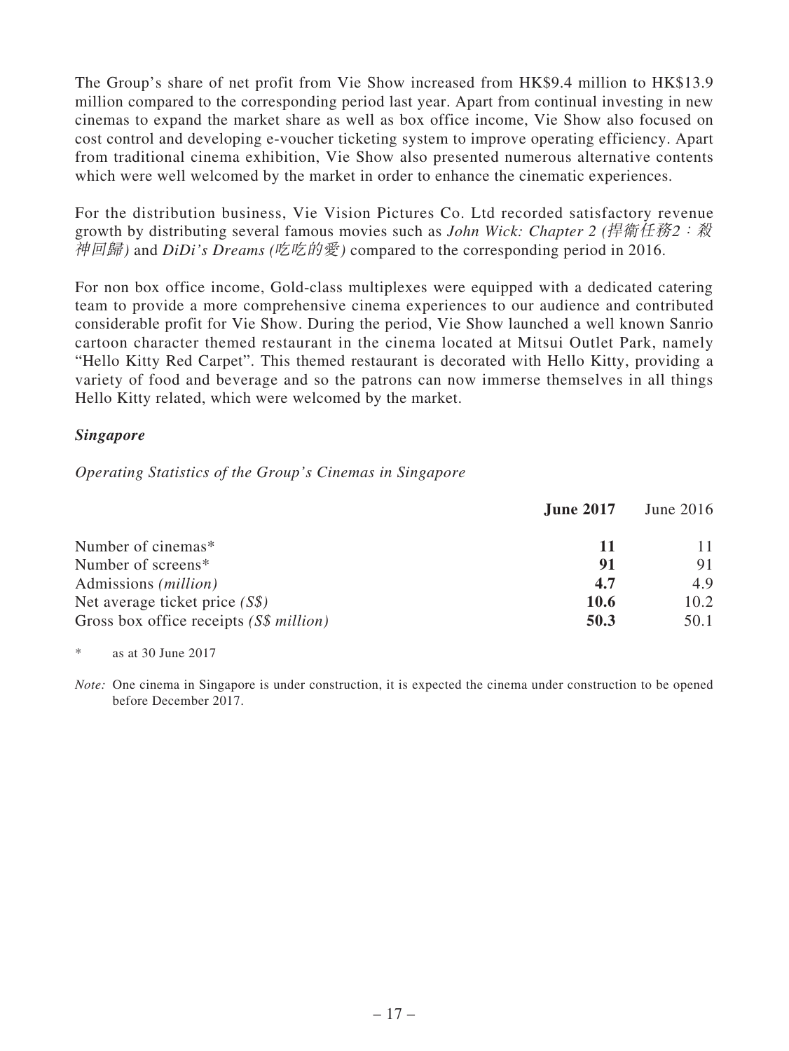The Group's share of net profit from Vie Show increased from HK$9.4 million to HK$13.9 million compared to the corresponding period last year. Apart from continual investing in new cinemas to expand the market share as well as box office income, Vie Show also focused on cost control and developing e-voucher ticketing system to improve operating efficiency. Apart from traditional cinema exhibition, Vie Show also presented numerous alternative contents which were well welcomed by the market in order to enhance the cinematic experiences.

For the distribution business, Vie Vision Pictures Co. Ltd recorded satisfactory revenue growth by distributing several famous movies such as *John Wick: Chapter 2 (捍衛任務2：殺神回歸)* and *DiDi's Dreams (吃吃的愛)* compared to the corresponding period in 2016.

For non box office income, Gold-class multiplexes were equipped with a dedicated catering team to provide a more comprehensive cinema experiences to our audience and contributed considerable profit for Vie Show. During the period, Vie Show launched a well known Sanrio cartoon character themed restaurant in the cinema located at Mitsui Outlet Park, namely "Hello Kitty Red Carpet". This themed restaurant is decorated with Hello Kitty, providing a variety of food and beverage and so the patrons can now immerse themselves in all things Hello Kitty related, which were welcomed by the market.

***Singapore***

*Operating Statistics of the Group's Cinemas in Singapore*

| | **June 2017** | June 2016 |
|---|---|---|
| Number of cinemas* | **11** | 11 |
| Number of screens* | **91** | 91 |
| Admissions *(million)* | **4.7** | 4.9 |
| Net average ticket price *(S$)* | **10.6** | 10.2 |
| Gross box office receipts *(S$ million)* | **50.3** | 50.1 |

\* as at 30 June 2017

*Note:* One cinema in Singapore is under construction, it is expected the cinema under construction to be opened before December 2017.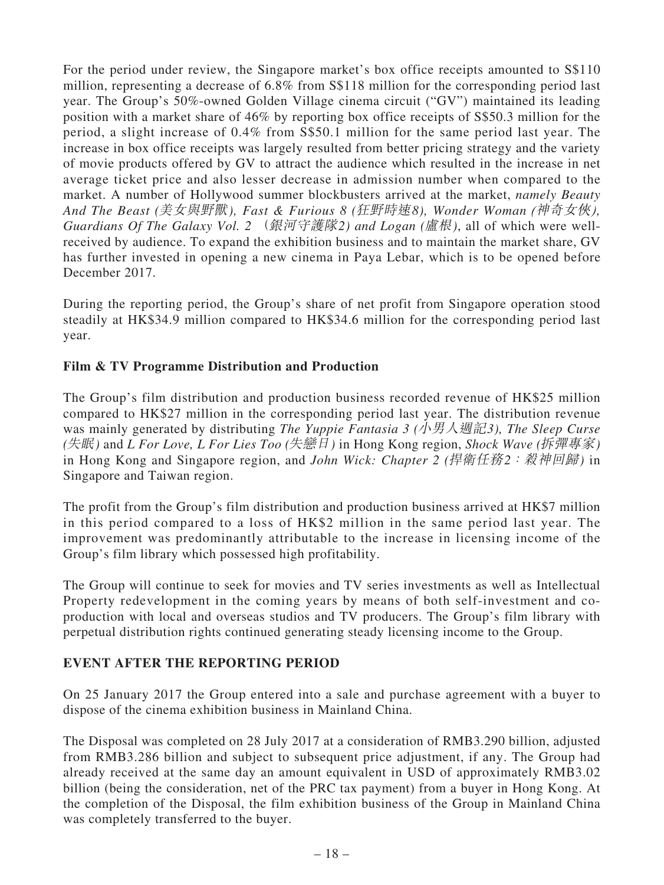For the period under review, the Singapore market's box office receipts amounted to S$110 million, representing a decrease of 6.8% from S$118 million for the corresponding period last year. The Group's 50%-owned Golden Village cinema circuit ("GV") maintained its leading position with a market share of 46% by reporting box office receipts of S$50.3 million for the period, a slight increase of 0.4% from S$50.1 million for the same period last year. The increase in box office receipts was largely resulted from better pricing strategy and the variety of movie products offered by GV to attract the audience which resulted in the increase in net average ticket price and also lesser decrease in admission number when compared to the market. A number of Hollywood summer blockbusters arrived at the market, *namely Beauty And The Beast (美女與野獸), Fast & Furious 8 (狂野時速8), Wonder Woman (神奇女俠), Guardians Of The Galaxy Vol. 2 （銀河守護隊2) and Logan (盧根)*, all of which were well-received by audience. To expand the exhibition business and to maintain the market share, GV has further invested in opening a new cinema in Paya Lebar, which is to be opened before December 2017.

During the reporting period, the Group's share of net profit from Singapore operation stood steadily at HK$34.9 million compared to HK$34.6 million for the corresponding period last year.

**Film & TV Programme Distribution and Production**

The Group's film distribution and production business recorded revenue of HK$25 million compared to HK$27 million in the corresponding period last year. The distribution revenue was mainly generated by distributing *The Yuppie Fantasia 3 (小男人週記3), The Sleep Curse (失眠)* and *L For Love, L For Lies Too (失戀日)* in Hong Kong region, *Shock Wave (拆彈專家)* in Hong Kong and Singapore region, and *John Wick: Chapter 2 (捍衛任務2：殺神回歸)* in Singapore and Taiwan region.

The profit from the Group's film distribution and production business arrived at HK$7 million in this period compared to a loss of HK$2 million in the same period last year. The improvement was predominantly attributable to the increase in licensing income of the Group's film library which possessed high profitability.

The Group will continue to seek for movies and TV series investments as well as Intellectual Property redevelopment in the coming years by means of both self-investment and co-production with local and overseas studios and TV producers. The Group's film library with perpetual distribution rights continued generating steady licensing income to the Group.

## EVENT AFTER THE REPORTING PERIOD

On 25 January 2017 the Group entered into a sale and purchase agreement with a buyer to dispose of the cinema exhibition business in Mainland China.

The Disposal was completed on 28 July 2017 at a consideration of RMB3.290 billion, adjusted from RMB3.286 billion and subject to subsequent price adjustment, if any. The Group had already received at the same day an amount equivalent in USD of approximately RMB3.02 billion (being the consideration, net of the PRC tax payment) from a buyer in Hong Kong. At the completion of the Disposal, the film exhibition business of the Group in Mainland China was completely transferred to the buyer.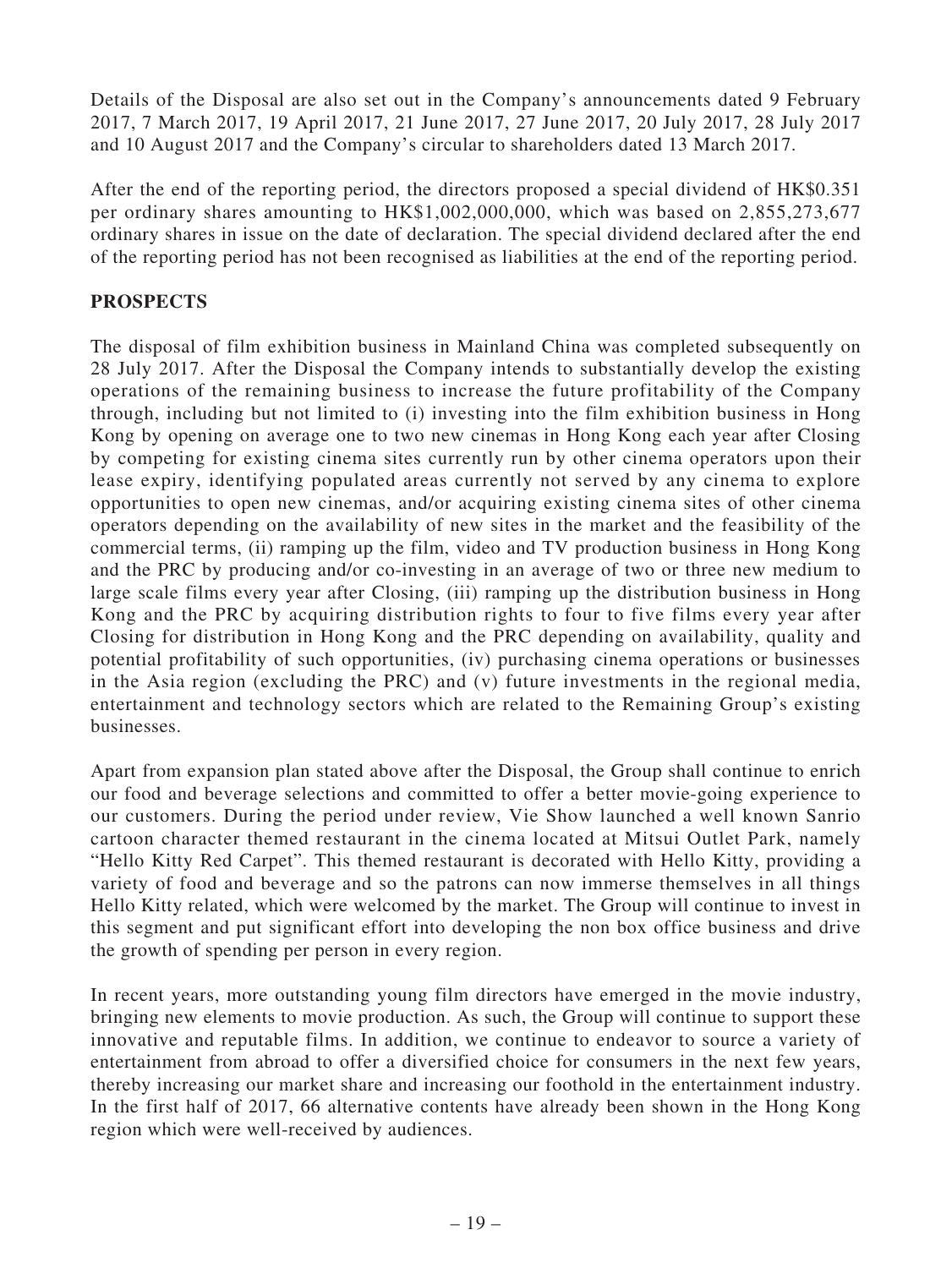Details of the Disposal are also set out in the Company's announcements dated 9 February 2017, 7 March 2017, 19 April 2017, 21 June 2017, 27 June 2017, 20 July 2017, 28 July 2017 and 10 August 2017 and the Company's circular to shareholders dated 13 March 2017.

After the end of the reporting period, the directors proposed a special dividend of HK$0.351 per ordinary shares amounting to HK$1,002,000,000, which was based on 2,855,273,677 ordinary shares in issue on the date of declaration. The special dividend declared after the end of the reporting period has not been recognised as liabilities at the end of the reporting period.

## PROSPECTS

The disposal of film exhibition business in Mainland China was completed subsequently on 28 July 2017. After the Disposal the Company intends to substantially develop the existing operations of the remaining business to increase the future profitability of the Company through, including but not limited to (i) investing into the film exhibition business in Hong Kong by opening on average one to two new cinemas in Hong Kong each year after Closing by competing for existing cinema sites currently run by other cinema operators upon their lease expiry, identifying populated areas currently not served by any cinema to explore opportunities to open new cinemas, and/or acquiring existing cinema sites of other cinema operators depending on the availability of new sites in the market and the feasibility of the commercial terms, (ii) ramping up the film, video and TV production business in Hong Kong and the PRC by producing and/or co-investing in an average of two or three new medium to large scale films every year after Closing, (iii) ramping up the distribution business in Hong Kong and the PRC by acquiring distribution rights to four to five films every year after Closing for distribution in Hong Kong and the PRC depending on availability, quality and potential profitability of such opportunities, (iv) purchasing cinema operations or businesses in the Asia region (excluding the PRC) and (v) future investments in the regional media, entertainment and technology sectors which are related to the Remaining Group's existing businesses.

Apart from expansion plan stated above after the Disposal, the Group shall continue to enrich our food and beverage selections and committed to offer a better movie-going experience to our customers. During the period under review, Vie Show launched a well known Sanrio cartoon character themed restaurant in the cinema located at Mitsui Outlet Park, namely "Hello Kitty Red Carpet". This themed restaurant is decorated with Hello Kitty, providing a variety of food and beverage and so the patrons can now immerse themselves in all things Hello Kitty related, which were welcomed by the market. The Group will continue to invest in this segment and put significant effort into developing the non box office business and drive the growth of spending per person in every region.

In recent years, more outstanding young film directors have emerged in the movie industry, bringing new elements to movie production. As such, the Group will continue to support these innovative and reputable films. In addition, we continue to endeavor to source a variety of entertainment from abroad to offer a diversified choice for consumers in the next few years, thereby increasing our market share and increasing our foothold in the entertainment industry. In the first half of 2017, 66 alternative contents have already been shown in the Hong Kong region which were well-received by audiences.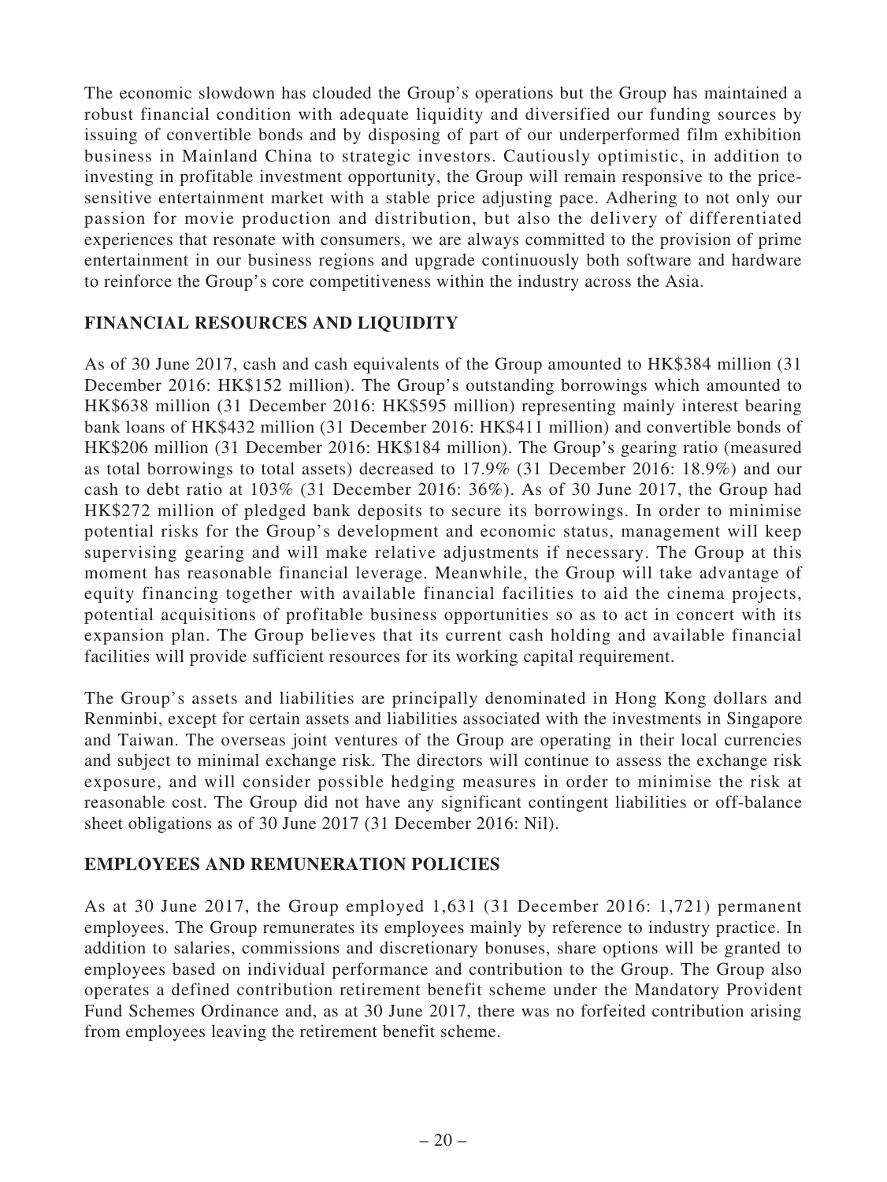The economic slowdown has clouded the Group's operations but the Group has maintained a robust financial condition with adequate liquidity and diversified our funding sources by issuing of convertible bonds and by disposing of part of our underperformed film exhibition business in Mainland China to strategic investors. Cautiously optimistic, in addition to investing in profitable investment opportunity, the Group will remain responsive to the price-sensitive entertainment market with a stable price adjusting pace. Adhering to not only our passion for movie production and distribution, but also the delivery of differentiated experiences that resonate with consumers, we are always committed to the provision of prime entertainment in our business regions and upgrade continuously both software and hardware to reinforce the Group's core competitiveness within the industry across the Asia.

## FINANCIAL RESOURCES AND LIQUIDITY

As of 30 June 2017, cash and cash equivalents of the Group amounted to HK$384 million (31 December 2016: HK$152 million). The Group's outstanding borrowings which amounted to HK$638 million (31 December 2016: HK$595 million) representing mainly interest bearing bank loans of HK$432 million (31 December 2016: HK$411 million) and convertible bonds of HK$206 million (31 December 2016: HK$184 million). The Group's gearing ratio (measured as total borrowings to total assets) decreased to 17.9% (31 December 2016: 18.9%) and our cash to debt ratio at 103% (31 December 2016: 36%). As of 30 June 2017, the Group had HK$272 million of pledged bank deposits to secure its borrowings. In order to minimise potential risks for the Group's development and economic status, management will keep supervising gearing and will make relative adjustments if necessary. The Group at this moment has reasonable financial leverage. Meanwhile, the Group will take advantage of equity financing together with available financial facilities to aid the cinema projects, potential acquisitions of profitable business opportunities so as to act in concert with its expansion plan. The Group believes that its current cash holding and available financial facilities will provide sufficient resources for its working capital requirement.

The Group's assets and liabilities are principally denominated in Hong Kong dollars and Renminbi, except for certain assets and liabilities associated with the investments in Singapore and Taiwan. The overseas joint ventures of the Group are operating in their local currencies and subject to minimal exchange risk. The directors will continue to assess the exchange risk exposure, and will consider possible hedging measures in order to minimise the risk at reasonable cost. The Group did not have any significant contingent liabilities or off-balance sheet obligations as of 30 June 2017 (31 December 2016: Nil).

## EMPLOYEES AND REMUNERATION POLICIES

As at 30 June 2017, the Group employed 1,631 (31 December 2016: 1,721) permanent employees. The Group remunerates its employees mainly by reference to industry practice. In addition to salaries, commissions and discretionary bonuses, share options will be granted to employees based on individual performance and contribution to the Group. The Group also operates a defined contribution retirement benefit scheme under the Mandatory Provident Fund Schemes Ordinance and, as at 30 June 2017, there was no forfeited contribution arising from employees leaving the retirement benefit scheme.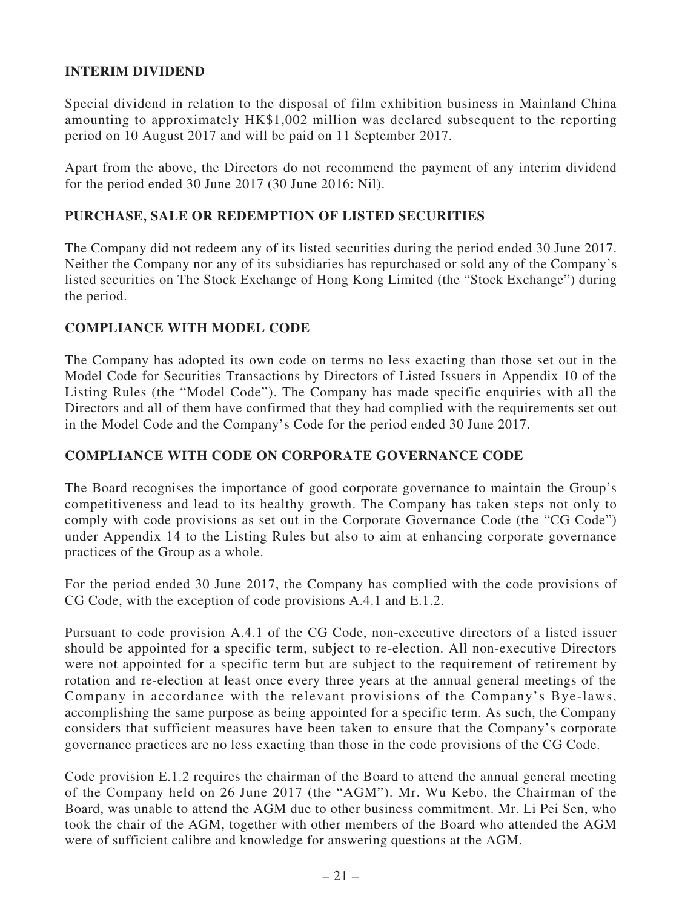## INTERIM DIVIDEND

Special dividend in relation to the disposal of film exhibition business in Mainland China amounting to approximately HK$1,002 million was declared subsequent to the reporting period on 10 August 2017 and will be paid on 11 September 2017.

Apart from the above, the Directors do not recommend the payment of any interim dividend for the period ended 30 June 2017 (30 June 2016: Nil).

## PURCHASE, SALE OR REDEMPTION OF LISTED SECURITIES

The Company did not redeem any of its listed securities during the period ended 30 June 2017. Neither the Company nor any of its subsidiaries has repurchased or sold any of the Company's listed securities on The Stock Exchange of Hong Kong Limited (the "Stock Exchange") during the period.

## COMPLIANCE WITH MODEL CODE

The Company has adopted its own code on terms no less exacting than those set out in the Model Code for Securities Transactions by Directors of Listed Issuers in Appendix 10 of the Listing Rules (the "Model Code"). The Company has made specific enquiries with all the Directors and all of them have confirmed that they had complied with the requirements set out in the Model Code and the Company's Code for the period ended 30 June 2017.

## COMPLIANCE WITH CODE ON CORPORATE GOVERNANCE CODE

The Board recognises the importance of good corporate governance to maintain the Group's competitiveness and lead to its healthy growth. The Company has taken steps not only to comply with code provisions as set out in the Corporate Governance Code (the "CG Code") under Appendix 14 to the Listing Rules but also to aim at enhancing corporate governance practices of the Group as a whole.

For the period ended 30 June 2017, the Company has complied with the code provisions of CG Code, with the exception of code provisions A.4.1 and E.1.2.

Pursuant to code provision A.4.1 of the CG Code, non-executive directors of a listed issuer should be appointed for a specific term, subject to re-election. All non-executive Directors were not appointed for a specific term but are subject to the requirement of retirement by rotation and re-election at least once every three years at the annual general meetings of the Company in accordance with the relevant provisions of the Company's Bye-laws, accomplishing the same purpose as being appointed for a specific term. As such, the Company considers that sufficient measures have been taken to ensure that the Company's corporate governance practices are no less exacting than those in the code provisions of the CG Code.

Code provision E.1.2 requires the chairman of the Board to attend the annual general meeting of the Company held on 26 June 2017 (the "AGM"). Mr. Wu Kebo, the Chairman of the Board, was unable to attend the AGM due to other business commitment. Mr. Li Pei Sen, who took the chair of the AGM, together with other members of the Board who attended the AGM were of sufficient calibre and knowledge for answering questions at the AGM.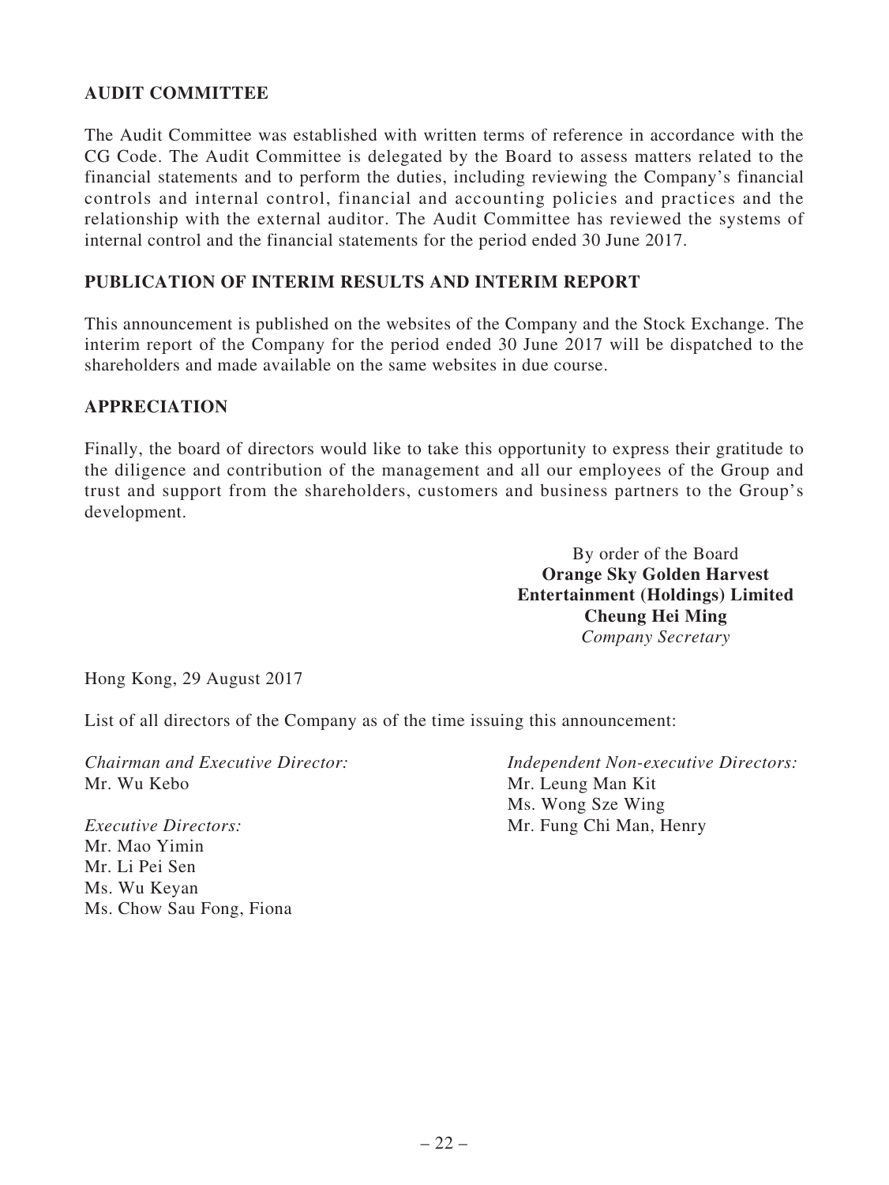## AUDIT COMMITTEE

The Audit Committee was established with written terms of reference in accordance with the CG Code. The Audit Committee is delegated by the Board to assess matters related to the financial statements and to perform the duties, including reviewing the Company's financial controls and internal control, financial and accounting policies and practices and the relationship with the external auditor. The Audit Committee has reviewed the systems of internal control and the financial statements for the period ended 30 June 2017.

## PUBLICATION OF INTERIM RESULTS AND INTERIM REPORT

This announcement is published on the websites of the Company and the Stock Exchange. The interim report of the Company for the period ended 30 June 2017 will be dispatched to the shareholders and made available on the same websites in due course.

## APPRECIATION

Finally, the board of directors would like to take this opportunity to express their gratitude to the diligence and contribution of the management and all our employees of the Group and trust and support from the shareholders, customers and business partners to the Group's development.

By order of the Board
**Orange Sky Golden Harvest Entertainment (Holdings) Limited**
**Cheung Hei Ming**
*Company Secretary*

Hong Kong, 29 August 2017

List of all directors of the Company as of the time issuing this announcement:

*Chairman and Executive Director:*
Mr. Wu Kebo

*Executive Directors:*
Mr. Mao Yimin
Mr. Li Pei Sen
Ms. Wu Keyan
Ms. Chow Sau Fong, Fiona

*Independent Non-executive Directors:*
Mr. Leung Man Kit
Ms. Wong Sze Wing
Mr. Fung Chi Man, Henry